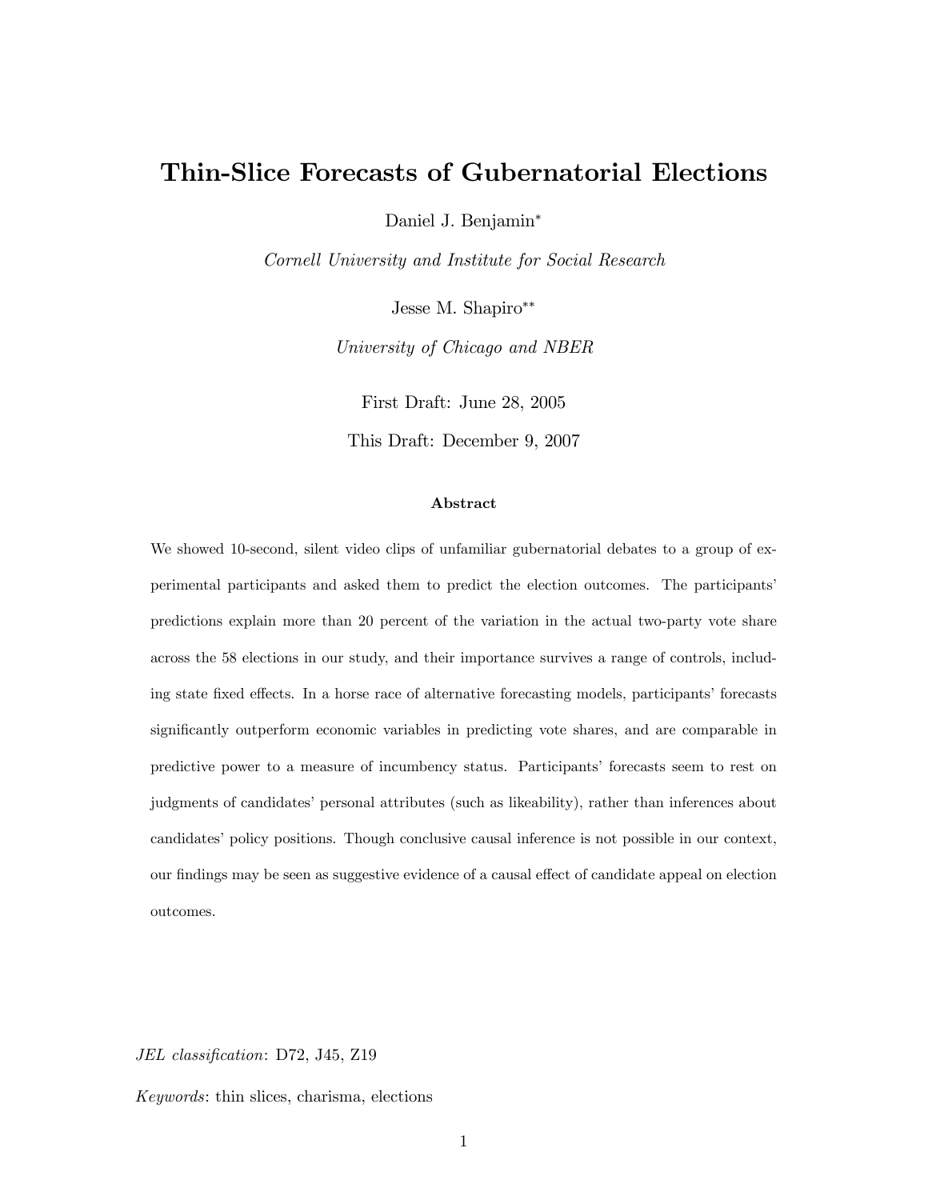# Thin-Slice Forecasts of Gubernatorial Elections

Daniel J. Benjamin*

*Cornell University and Institute for Social Research*

Jesse M. Shapiro**

*University of Chicago and NBER*

First Draft: June 28, 2005

This Draft: December 9, 2007

### Abstract

We showed 10-second, silent video clips of unfamiliar gubernatorial debates to a group of experimental participants and asked them to predict the election outcomes. The participants' predictions explain more than 20 percent of the variation in the actual two-party vote share across the 58 elections in our study, and their importance survives a range of controls, including state fixed effects. In a horse race of alternative forecasting models, participants' forecasts significantly outperform economic variables in predicting vote shares, and are comparable in predictive power to a measure of incumbency status. Participants' forecasts seem to rest on judgments of candidates' personal attributes (such as likeability), rather than inferences about candidates' policy positions. Though conclusive causal inference is not possible in our context, our findings may be seen as suggestive evidence of a causal effect of candidate appeal on election outcomes.

*JEL classification*: D72, J45, Z19

*Keywords*: thin slices, charisma, elections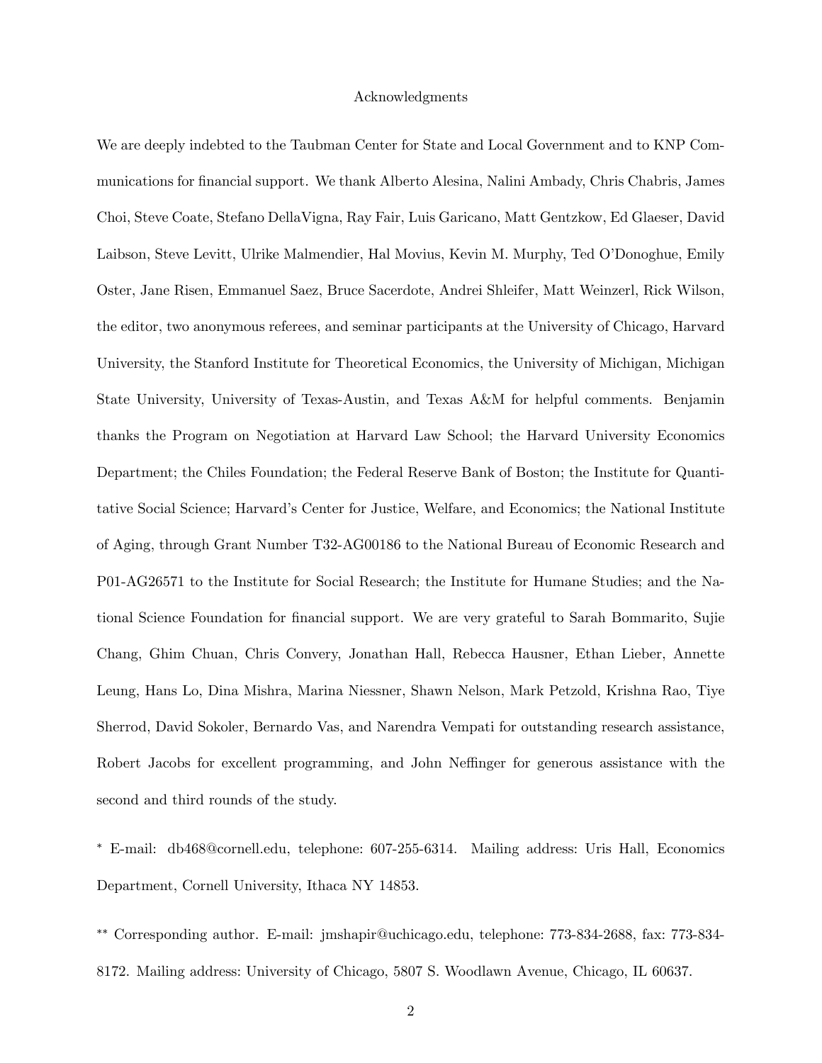Acknowledgments

We are deeply indebted to the Taubman Center for State and Local Government and to KNP Communications for financial support. We thank Alberto Alesina, Nalini Ambady, Chris Chabris, James Choi, Steve Coate, Stefano DellaVigna, Ray Fair, Luis Garicano, Matt Gentzkow, Ed Glaeser, David Laibson, Steve Levitt, Ulrike Malmendier, Hal Movius, Kevin M. Murphy, Ted O'Donoghue, Emily Oster, Jane Risen, Emmanuel Saez, Bruce Sacerdote, Andrei Shleifer, Matt Weinzerl, Rick Wilson, the editor, two anonymous referees, and seminar participants at the University of Chicago, Harvard University, the Stanford Institute for Theoretical Economics, the University of Michigan, Michigan State University, University of Texas-Austin, and Texas A&M for helpful comments. Benjamin thanks the Program on Negotiation at Harvard Law School; the Harvard University Economics Department; the Chiles Foundation; the Federal Reserve Bank of Boston; the Institute for Quantitative Social Science; Harvard's Center for Justice, Welfare, and Economics; the National Institute of Aging, through Grant Number T32-AG00186 to the National Bureau of Economic Research and P01-AG26571 to the Institute for Social Research; the Institute for Humane Studies; and the National Science Foundation for financial support. We are very grateful to Sarah Bommarito, Sujie Chang, Ghim Chuan, Chris Convery, Jonathan Hall, Rebecca Hausner, Ethan Lieber, Annette Leung, Hans Lo, Dina Mishra, Marina Niessner, Shawn Nelson, Mark Petzold, Krishna Rao, Tiye Sherrod, David Sokoler, Bernardo Vas, and Narendra Vempati for outstanding research assistance, Robert Jacobs for excellent programming, and John Neffinger for generous assistance with the second and third rounds of the study.

[*] E-mail: db468@cornell.edu, telephone: 607-255-6314. Mailing address: Uris Hall, Economics Department, Cornell University, Ithaca NY 14853.

[**] Corresponding author. E-mail: jmshapir@uchicago.edu, telephone: 773-834-2688, fax: 773-834-8172. Mailing address: University of Chicago, 5807 S. Woodlawn Avenue, Chicago, IL 60637.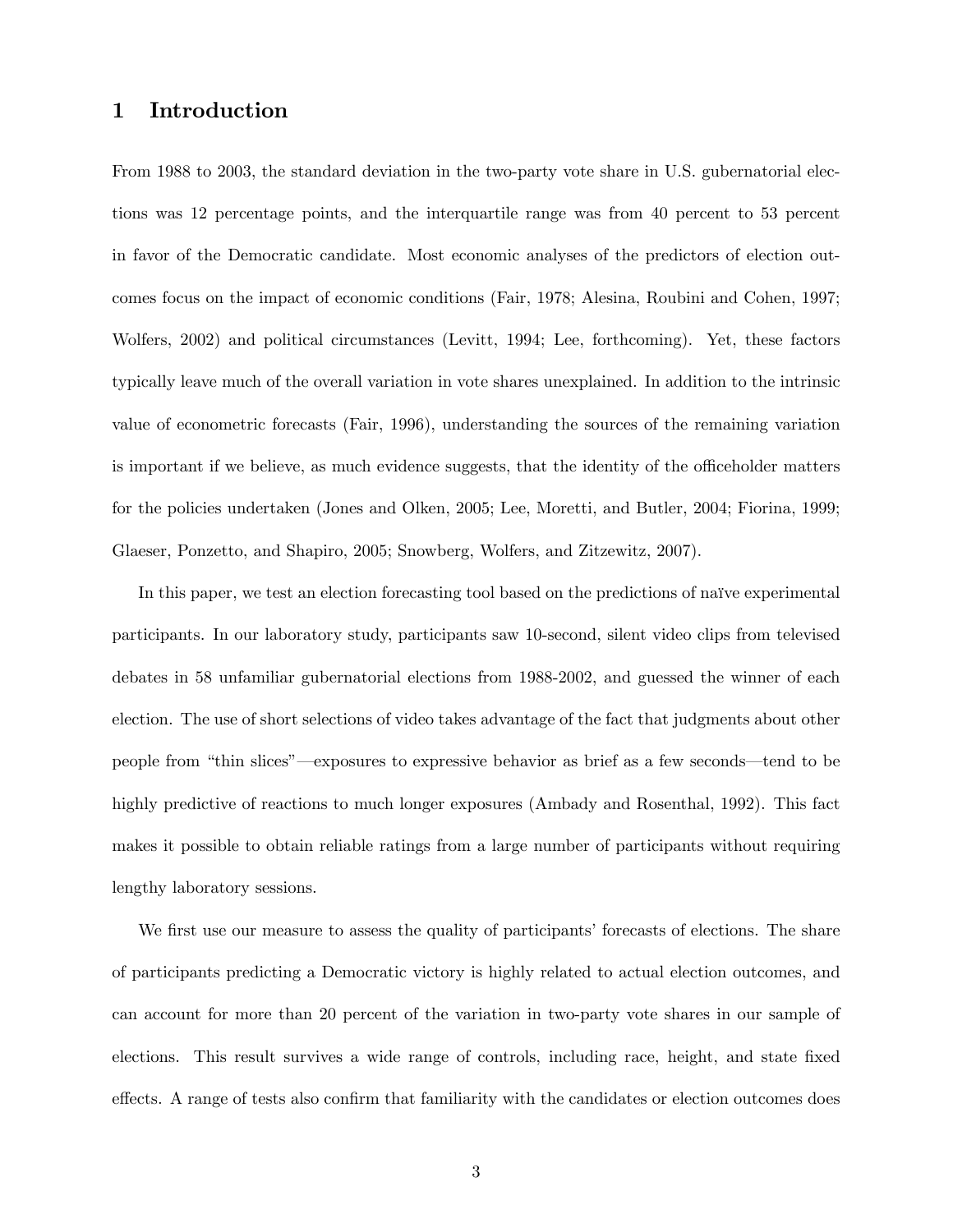## 1 Introduction

From 1988 to 2003, the standard deviation in the two-party vote share in U.S. gubernatorial elections was 12 percentage points, and the interquartile range was from 40 percent to 53 percent in favor of the Democratic candidate. Most economic analyses of the predictors of election outcomes focus on the impact of economic conditions (Fair, 1978; Alesina, Roubini and Cohen, 1997; Wolfers, 2002) and political circumstances (Levitt, 1994; Lee, forthcoming). Yet, these factors typically leave much of the overall variation in vote shares unexplained. In addition to the intrinsic value of econometric forecasts (Fair, 1996), understanding the sources of the remaining variation is important if we believe, as much evidence suggests, that the identity of the officeholder matters for the policies undertaken (Jones and Olken, 2005; Lee, Moretti, and Butler, 2004; Fiorina, 1999; Glaeser, Ponzetto, and Shapiro, 2005; Snowberg, Wolfers, and Zitzewitz, 2007).

In this paper, we test an election forecasting tool based on the predictions of naïve experimental participants. In our laboratory study, participants saw 10-second, silent video clips from televised debates in 58 unfamiliar gubernatorial elections from 1988-2002, and guessed the winner of each election. The use of short selections of video takes advantage of the fact that judgments about other people from "thin slices"—exposures to expressive behavior as brief as a few seconds—tend to be highly predictive of reactions to much longer exposures (Ambady and Rosenthal, 1992). This fact makes it possible to obtain reliable ratings from a large number of participants without requiring lengthy laboratory sessions.

We first use our measure to assess the quality of participants' forecasts of elections. The share of participants predicting a Democratic victory is highly related to actual election outcomes, and can account for more than 20 percent of the variation in two-party vote shares in our sample of elections. This result survives a wide range of controls, including race, height, and state fixed effects. A range of tests also confirm that familiarity with the candidates or election outcomes does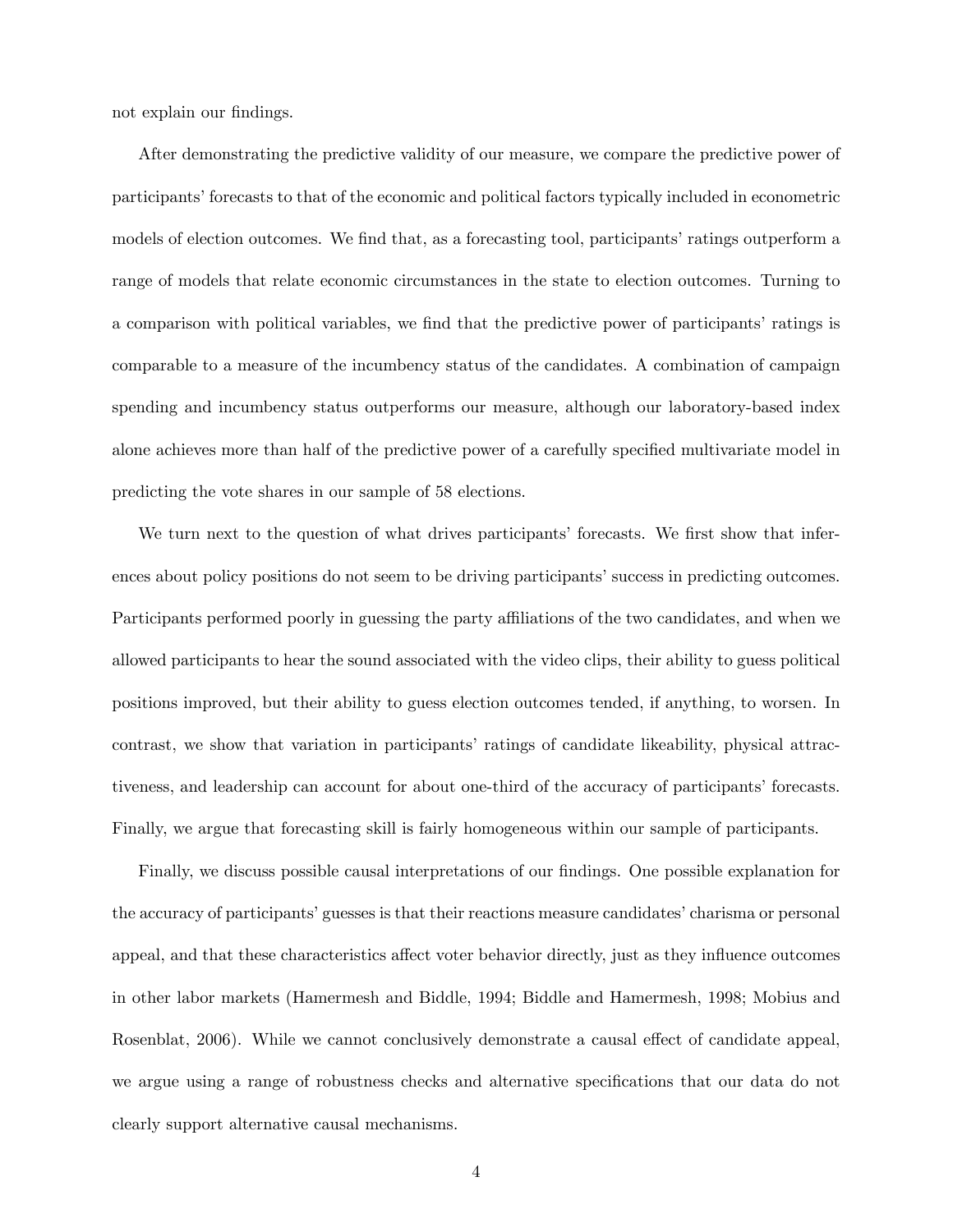not explain our findings.

After demonstrating the predictive validity of our measure, we compare the predictive power of participants' forecasts to that of the economic and political factors typically included in econometric models of election outcomes. We find that, as a forecasting tool, participants' ratings outperform a range of models that relate economic circumstances in the state to election outcomes. Turning to a comparison with political variables, we find that the predictive power of participants' ratings is comparable to a measure of the incumbency status of the candidates. A combination of campaign spending and incumbency status outperforms our measure, although our laboratory-based index alone achieves more than half of the predictive power of a carefully specified multivariate model in predicting the vote shares in our sample of 58 elections.

We turn next to the question of what drives participants' forecasts. We first show that inferences about policy positions do not seem to be driving participants' success in predicting outcomes. Participants performed poorly in guessing the party affiliations of the two candidates, and when we allowed participants to hear the sound associated with the video clips, their ability to guess political positions improved, but their ability to guess election outcomes tended, if anything, to worsen. In contrast, we show that variation in participants' ratings of candidate likeability, physical attractiveness, and leadership can account for about one-third of the accuracy of participants' forecasts. Finally, we argue that forecasting skill is fairly homogeneous within our sample of participants.

Finally, we discuss possible causal interpretations of our findings. One possible explanation for the accuracy of participants' guesses is that their reactions measure candidates' charisma or personal appeal, and that these characteristics affect voter behavior directly, just as they influence outcomes in other labor markets (Hamermesh and Biddle, 1994; Biddle and Hamermesh, 1998; Mobius and Rosenblat, 2006). While we cannot conclusively demonstrate a causal effect of candidate appeal, we argue using a range of robustness checks and alternative specifications that our data do not clearly support alternative causal mechanisms.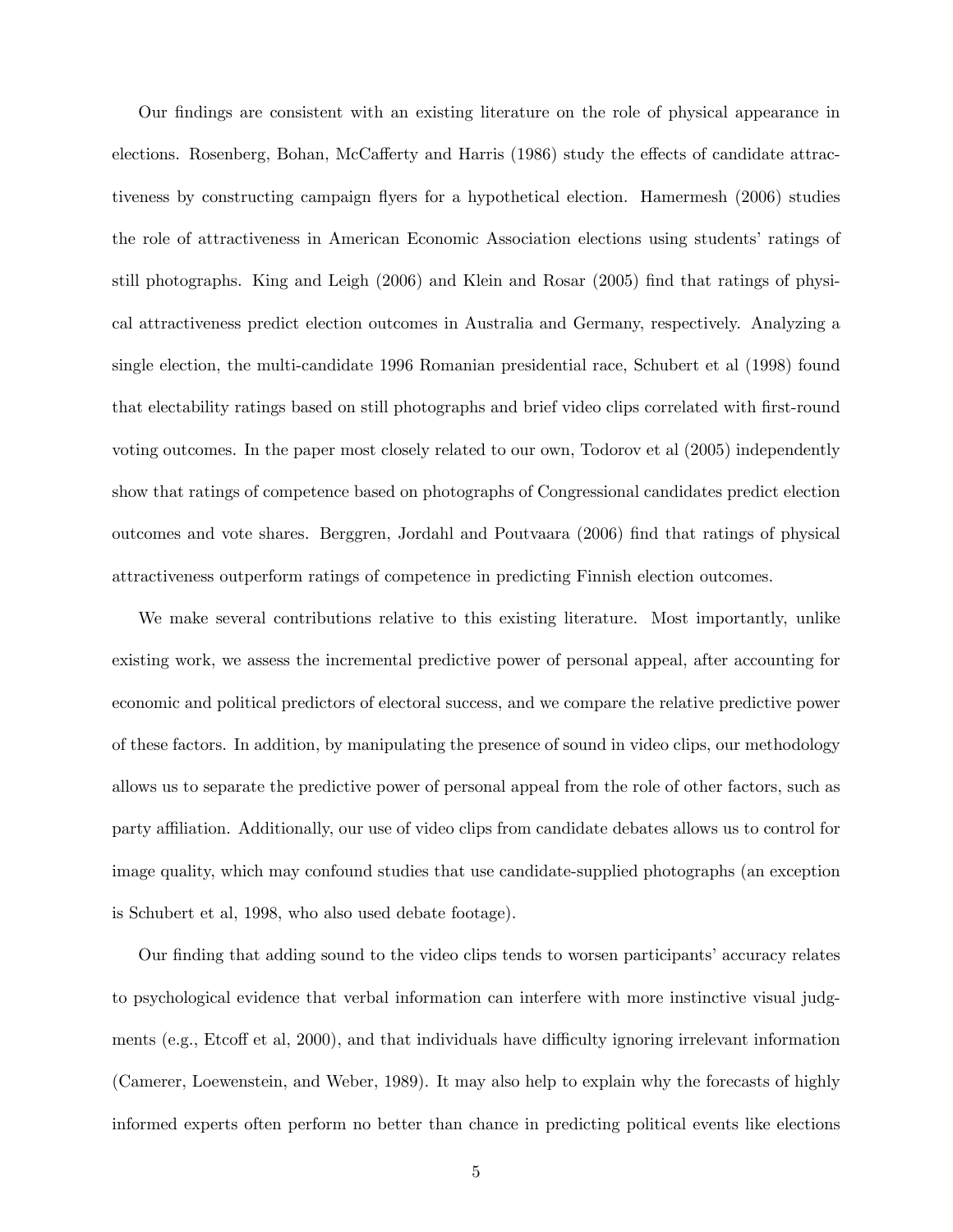Our findings are consistent with an existing literature on the role of physical appearance in elections. Rosenberg, Bohan, McCafferty and Harris (1986) study the effects of candidate attractiveness by constructing campaign flyers for a hypothetical election. Hamermesh (2006) studies the role of attractiveness in American Economic Association elections using students' ratings of still photographs. King and Leigh (2006) and Klein and Rosar (2005) find that ratings of physical attractiveness predict election outcomes in Australia and Germany, respectively. Analyzing a single election, the multi-candidate 1996 Romanian presidential race, Schubert et al (1998) found that electability ratings based on still photographs and brief video clips correlated with first-round voting outcomes. In the paper most closely related to our own, Todorov et al (2005) independently show that ratings of competence based on photographs of Congressional candidates predict election outcomes and vote shares. Berggren, Jordahl and Poutvaara (2006) find that ratings of physical attractiveness outperform ratings of competence in predicting Finnish election outcomes.

We make several contributions relative to this existing literature. Most importantly, unlike existing work, we assess the incremental predictive power of personal appeal, after accounting for economic and political predictors of electoral success, and we compare the relative predictive power of these factors. In addition, by manipulating the presence of sound in video clips, our methodology allows us to separate the predictive power of personal appeal from the role of other factors, such as party affiliation. Additionally, our use of video clips from candidate debates allows us to control for image quality, which may confound studies that use candidate-supplied photographs (an exception is Schubert et al, 1998, who also used debate footage).

Our finding that adding sound to the video clips tends to worsen participants' accuracy relates to psychological evidence that verbal information can interfere with more instinctive visual judgments (e.g., Etcoff et al, 2000), and that individuals have difficulty ignoring irrelevant information (Camerer, Loewenstein, and Weber, 1989). It may also help to explain why the forecasts of highly informed experts often perform no better than chance in predicting political events like elections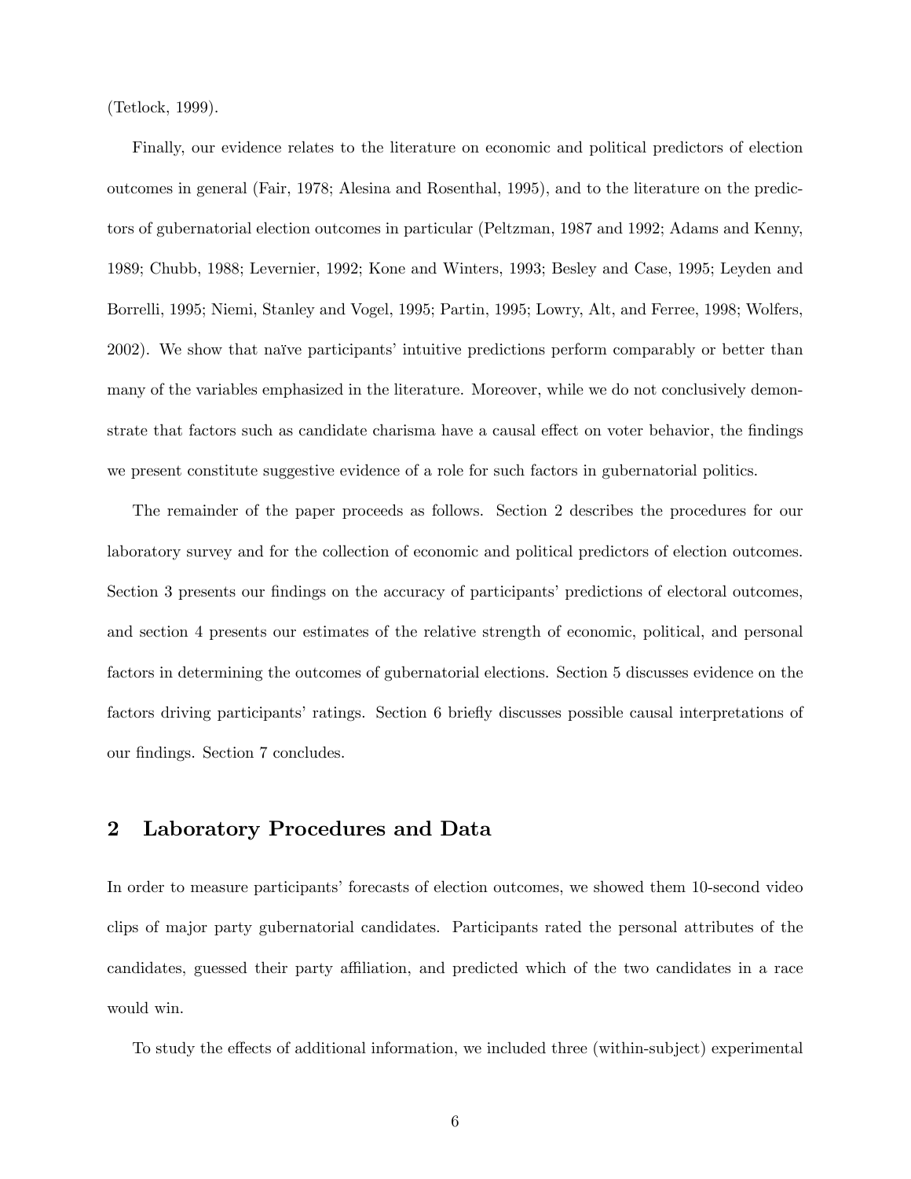(Tetlock, 1999).

Finally, our evidence relates to the literature on economic and political predictors of election outcomes in general (Fair, 1978; Alesina and Rosenthal, 1995), and to the literature on the predictors of gubernatorial election outcomes in particular (Peltzman, 1987 and 1992; Adams and Kenny, 1989; Chubb, 1988; Levernier, 1992; Kone and Winters, 1993; Besley and Case, 1995; Leyden and Borrelli, 1995; Niemi, Stanley and Vogel, 1995; Partin, 1995; Lowry, Alt, and Ferree, 1998; Wolfers, 2002). We show that naïve participants' intuitive predictions perform comparably or better than many of the variables emphasized in the literature. Moreover, while we do not conclusively demonstrate that factors such as candidate charisma have a causal effect on voter behavior, the findings we present constitute suggestive evidence of a role for such factors in gubernatorial politics.

The remainder of the paper proceeds as follows. Section 2 describes the procedures for our laboratory survey and for the collection of economic and political predictors of election outcomes. Section 3 presents our findings on the accuracy of participants' predictions of electoral outcomes, and section 4 presents our estimates of the relative strength of economic, political, and personal factors in determining the outcomes of gubernatorial elections. Section 5 discusses evidence on the factors driving participants' ratings. Section 6 briefly discusses possible causal interpretations of our findings. Section 7 concludes.

## 2 Laboratory Procedures and Data

In order to measure participants' forecasts of election outcomes, we showed them 10-second video clips of major party gubernatorial candidates. Participants rated the personal attributes of the candidates, guessed their party affiliation, and predicted which of the two candidates in a race would win.

To study the effects of additional information, we included three (within-subject) experimental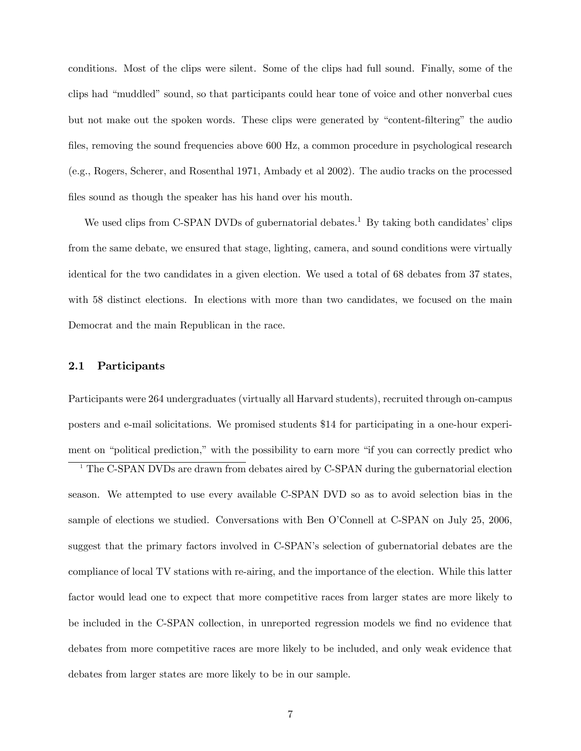conditions. Most of the clips were silent. Some of the clips had full sound. Finally, some of the clips had "muddled" sound, so that participants could hear tone of voice and other nonverbal cues but not make out the spoken words. These clips were generated by "content-filtering" the audio files, removing the sound frequencies above 600 Hz, a common procedure in psychological research (e.g., Rogers, Scherer, and Rosenthal 1971, Ambady et al 2002). The audio tracks on the processed files sound as though the speaker has his hand over his mouth.

We used clips from C-SPAN DVDs of gubernatorial debates.[1] By taking both candidates' clips from the same debate, we ensured that stage, lighting, camera, and sound conditions were virtually identical for the two candidates in a given election. We used a total of 68 debates from 37 states, with 58 distinct elections. In elections with more than two candidates, we focused on the main Democrat and the main Republican in the race.

## 2.1 Participants

Participants were 264 undergraduates (virtually all Harvard students), recruited through on-campus posters and e-mail solicitations. We promised students $14 for participating in a one-hour experiment on "political prediction," with the possibility to earn more "if you can correctly predict who

[1] The C-SPAN DVDs are drawn from debates aired by C-SPAN during the gubernatorial election season. We attempted to use every available C-SPAN DVD so as to avoid selection bias in the sample of elections we studied. Conversations with Ben O'Connell at C-SPAN on July 25, 2006, suggest that the primary factors involved in C-SPAN's selection of gubernatorial debates are the compliance of local TV stations with re-airing, and the importance of the election. While this latter factor would lead one to expect that more competitive races from larger states are more likely to be included in the C-SPAN collection, in unreported regression models we find no evidence that debates from more competitive races are more likely to be included, and only weak evidence that debates from larger states are more likely to be in our sample.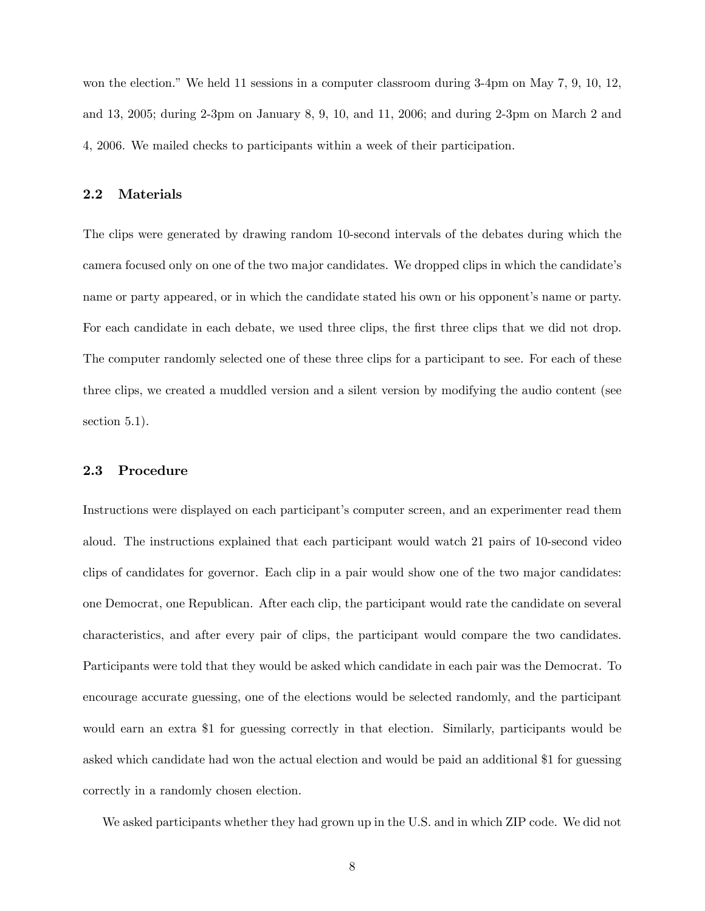won the election." We held 11 sessions in a computer classroom during 3-4pm on May 7, 9, 10, 12, and 13, 2005; during 2-3pm on January 8, 9, 10, and 11, 2006; and during 2-3pm on March 2 and 4, 2006. We mailed checks to participants within a week of their participation.

### 2.2 Materials

The clips were generated by drawing random 10-second intervals of the debates during which the camera focused only on one of the two major candidates. We dropped clips in which the candidate's name or party appeared, or in which the candidate stated his own or his opponent's name or party. For each candidate in each debate, we used three clips, the first three clips that we did not drop. The computer randomly selected one of these three clips for a participant to see. For each of these three clips, we created a muddled version and a silent version by modifying the audio content (see section 5.1).

### 2.3 Procedure

Instructions were displayed on each participant's computer screen, and an experimenter read them aloud. The instructions explained that each participant would watch 21 pairs of 10-second video clips of candidates for governor. Each clip in a pair would show one of the two major candidates: one Democrat, one Republican. After each clip, the participant would rate the candidate on several characteristics, and after every pair of clips, the participant would compare the two candidates. Participants were told that they would be asked which candidate in each pair was the Democrat. To encourage accurate guessing, one of the elections would be selected randomly, and the participant would earn an extra \$1 for guessing correctly in that election. Similarly, participants would be asked which candidate had won the actual election and would be paid an additional \$1 for guessing correctly in a randomly chosen election.

We asked participants whether they had grown up in the U.S. and in which ZIP code. We did not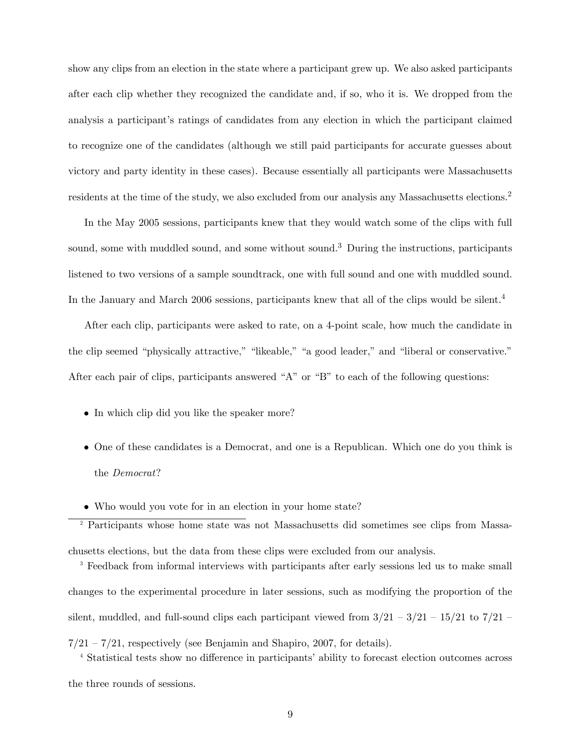show any clips from an election in the state where a participant grew up. We also asked participants after each clip whether they recognized the candidate and, if so, who it is. We dropped from the analysis a participant's ratings of candidates from any election in which the participant claimed to recognize one of the candidates (although we still paid participants for accurate guesses about victory and party identity in these cases). Because essentially all participants were Massachusetts residents at the time of the study, we also excluded from our analysis any Massachusetts elections.[2]

In the May 2005 sessions, participants knew that they would watch some of the clips with full sound, some with muddled sound, and some without sound.[3] During the instructions, participants listened to two versions of a sample soundtrack, one with full sound and one with muddled sound. In the January and March 2006 sessions, participants knew that all of the clips would be silent.[4]

After each clip, participants were asked to rate, on a 4-point scale, how much the candidate in the clip seemed "physically attractive," "likeable," "a good leader," and "liberal or conservative." After each pair of clips, participants answered "A" or "B" to each of the following questions:

- In which clip did you like the speaker more?
- One of these candidates is a Democrat, and one is a Republican. Which one do you think is the *Democrat*?
- Who would you vote for in an election in your home state?

[2] Participants whose home state was not Massachusetts did sometimes see clips from Massachusetts elections, but the data from these clips were excluded from our analysis.

[3] Feedback from informal interviews with participants after early sessions led us to make small changes to the experimental procedure in later sessions, such as modifying the proportion of the silent, muddled, and full-sound clips each participant viewed from 3/21 – 3/21 – 15/21 to 7/21 – 7/21 – 7/21, respectively (see Benjamin and Shapiro, 2007, for details).

[4] Statistical tests show no difference in participants' ability to forecast election outcomes across the three rounds of sessions.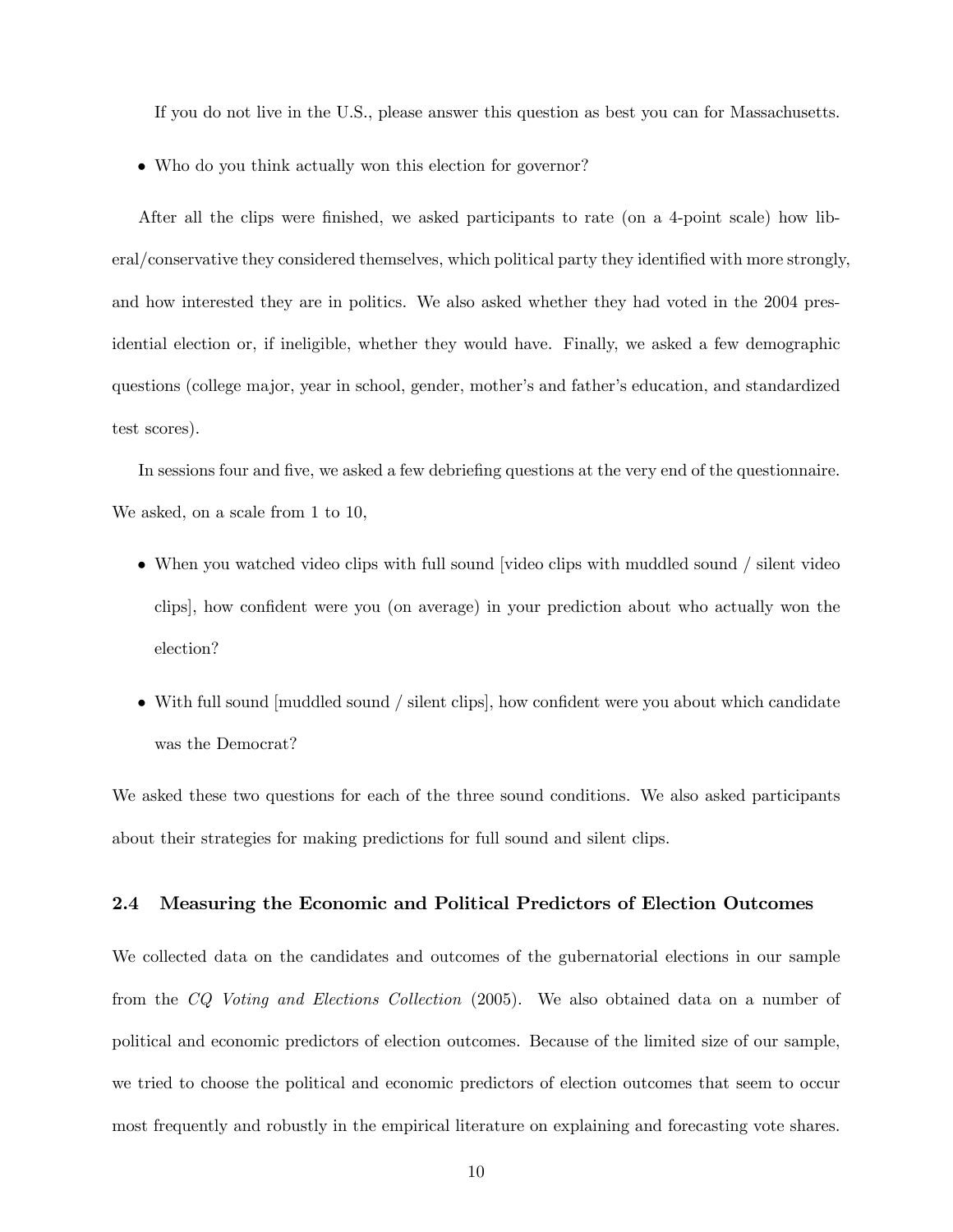If you do not live in the U.S., please answer this question as best you can for Massachusetts.

- Who do you think actually won this election for governor?

After all the clips were finished, we asked participants to rate (on a 4-point scale) how liberal/conservative they considered themselves, which political party they identified with more strongly, and how interested they are in politics. We also asked whether they had voted in the 2004 presidential election or, if ineligible, whether they would have. Finally, we asked a few demographic questions (college major, year in school, gender, mother's and father's education, and standardized test scores).

In sessions four and five, we asked a few debriefing questions at the very end of the questionnaire. We asked, on a scale from 1 to 10,

- When you watched video clips with full sound [video clips with muddled sound / silent video clips], how confident were you (on average) in your prediction about who actually won the election?
- With full sound [muddled sound / silent clips], how confident were you about which candidate was the Democrat?

We asked these two questions for each of the three sound conditions. We also asked participants about their strategies for making predictions for full sound and silent clips.

### 2.4 Measuring the Economic and Political Predictors of Election Outcomes

We collected data on the candidates and outcomes of the gubernatorial elections in our sample from the *CQ Voting and Elections Collection* (2005). We also obtained data on a number of political and economic predictors of election outcomes. Because of the limited size of our sample, we tried to choose the political and economic predictors of election outcomes that seem to occur most frequently and robustly in the empirical literature on explaining and forecasting vote shares.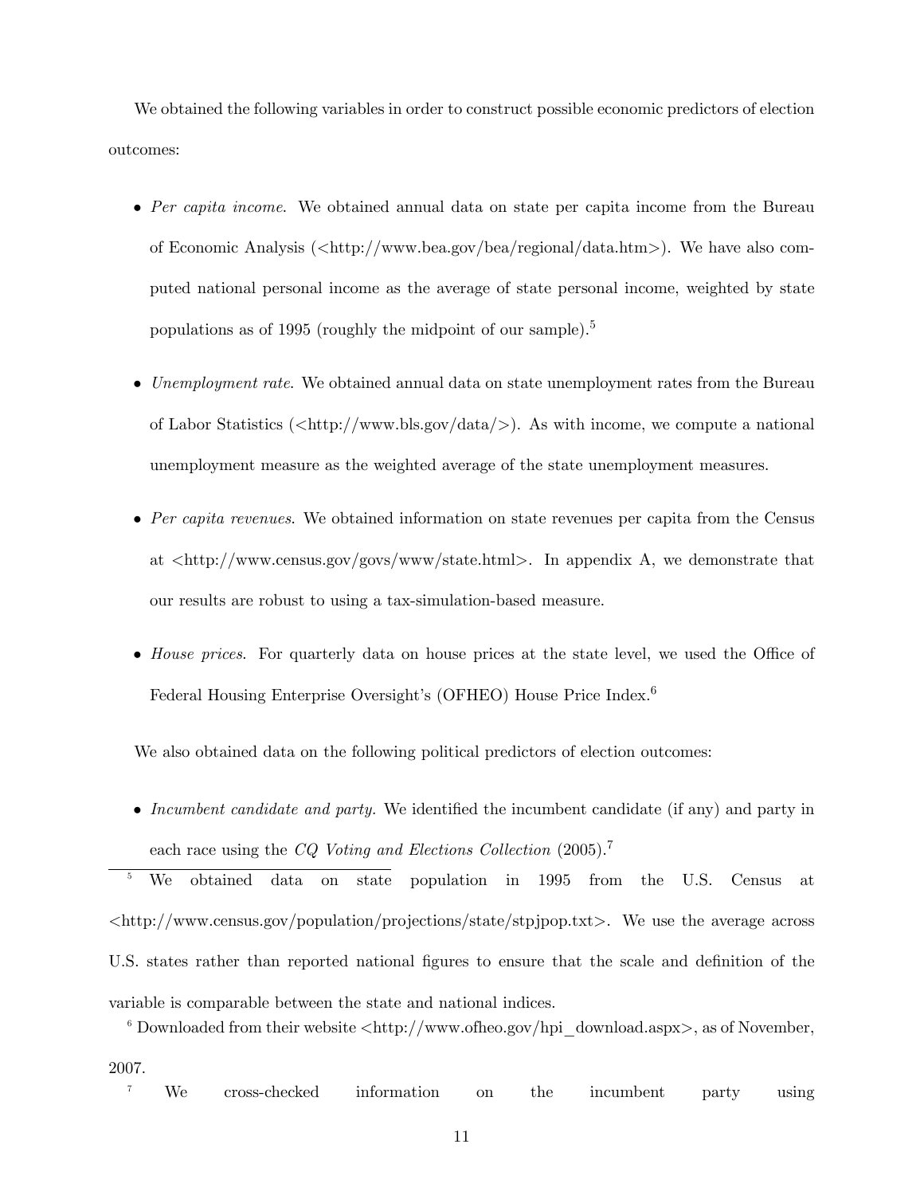We obtained the following variables in order to construct possible economic predictors of election outcomes:

- *Per capita income*. We obtained annual data on state per capita income from the Bureau of Economic Analysis (<http://www.bea.gov/bea/regional/data.htm>). We have also computed national personal income as the average of state personal income, weighted by state populations as of 1995 (roughly the midpoint of our sample).[5]

- *Unemployment rate*. We obtained annual data on state unemployment rates from the Bureau of Labor Statistics (<http://www.bls.gov/data/>). As with income, we compute a national unemployment measure as the weighted average of the state unemployment measures.

- *Per capita revenues*. We obtained information on state revenues per capita from the Census at <http://www.census.gov/govs/www/state.html>. In appendix A, we demonstrate that our results are robust to using a tax-simulation-based measure.

- *House prices*. For quarterly data on house prices at the state level, we used the Office of Federal Housing Enterprise Oversight's (OFHEO) House Price Index.[6]

We also obtained data on the following political predictors of election outcomes:

- *Incumbent candidate and party.* We identified the incumbent candidate (if any) and party in each race using the *CQ Voting and Elections Collection* (2005).[7]

[5] We obtained data on state population in 1995 from the U.S. Census at <http://www.census.gov/population/projections/state/stpjpop.txt>. We use the average across U.S. states rather than reported national figures to ensure that the scale and definition of the variable is comparable between the state and national indices.

[6] Downloaded from their website <http://www.ofheo.gov/hpi_download.aspx>, as of November, 2007.

[7] We cross-checked information on the incumbent party using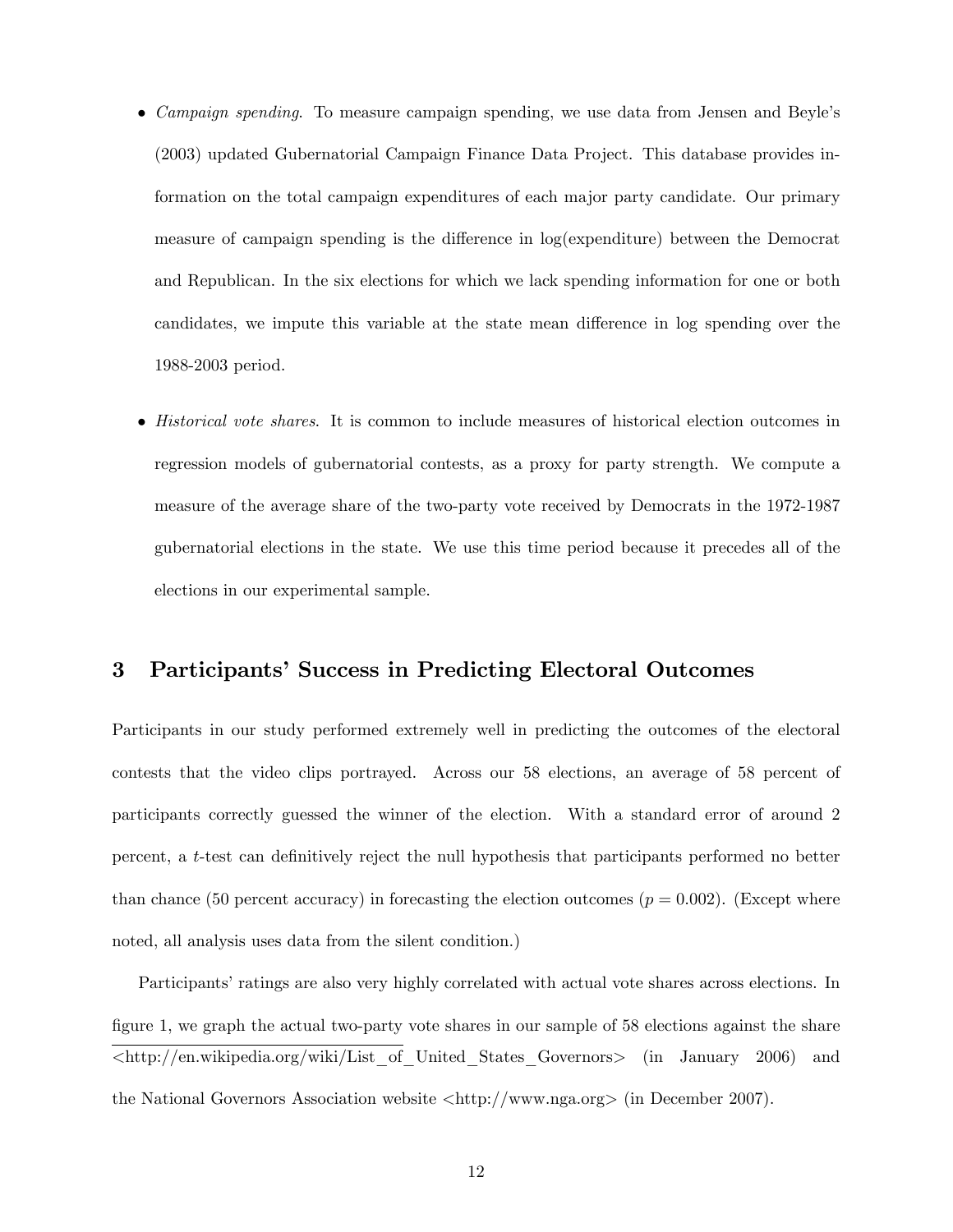- *Campaign spending*. To measure campaign spending, we use data from Jensen and Beyle's (2003) updated Gubernatorial Campaign Finance Data Project. This database provides information on the total campaign expenditures of each major party candidate. Our primary measure of campaign spending is the difference in log(expenditure) between the Democrat and Republican. In the six elections for which we lack spending information for one or both candidates, we impute this variable at the state mean difference in log spending over the 1988-2003 period.

- *Historical vote shares*. It is common to include measures of historical election outcomes in regression models of gubernatorial contests, as a proxy for party strength. We compute a measure of the average share of the two-party vote received by Democrats in the 1972-1987 gubernatorial elections in the state. We use this time period because it precedes all of the elections in our experimental sample.

## 3 Participants' Success in Predicting Electoral Outcomes

Participants in our study performed extremely well in predicting the outcomes of the electoral contests that the video clips portrayed. Across our 58 elections, an average of 58 percent of participants correctly guessed the winner of the election. With a standard error of around 2 percent, a $t$-test can definitively reject the null hypothesis that participants performed no better than chance (50 percent accuracy) in forecasting the election outcomes ($p = 0.002$). (Except where noted, all analysis uses data from the silent condition.)

Participants' ratings are also very highly correlated with actual vote shares across elections. In figure 1, we graph the actual two-party vote shares in our sample of 58 elections against the share

<http://en.wikipedia.org/wiki/List_of_United_States_Governors> (in January 2006) and the National Governors Association website <http://www.nga.org> (in December 2007).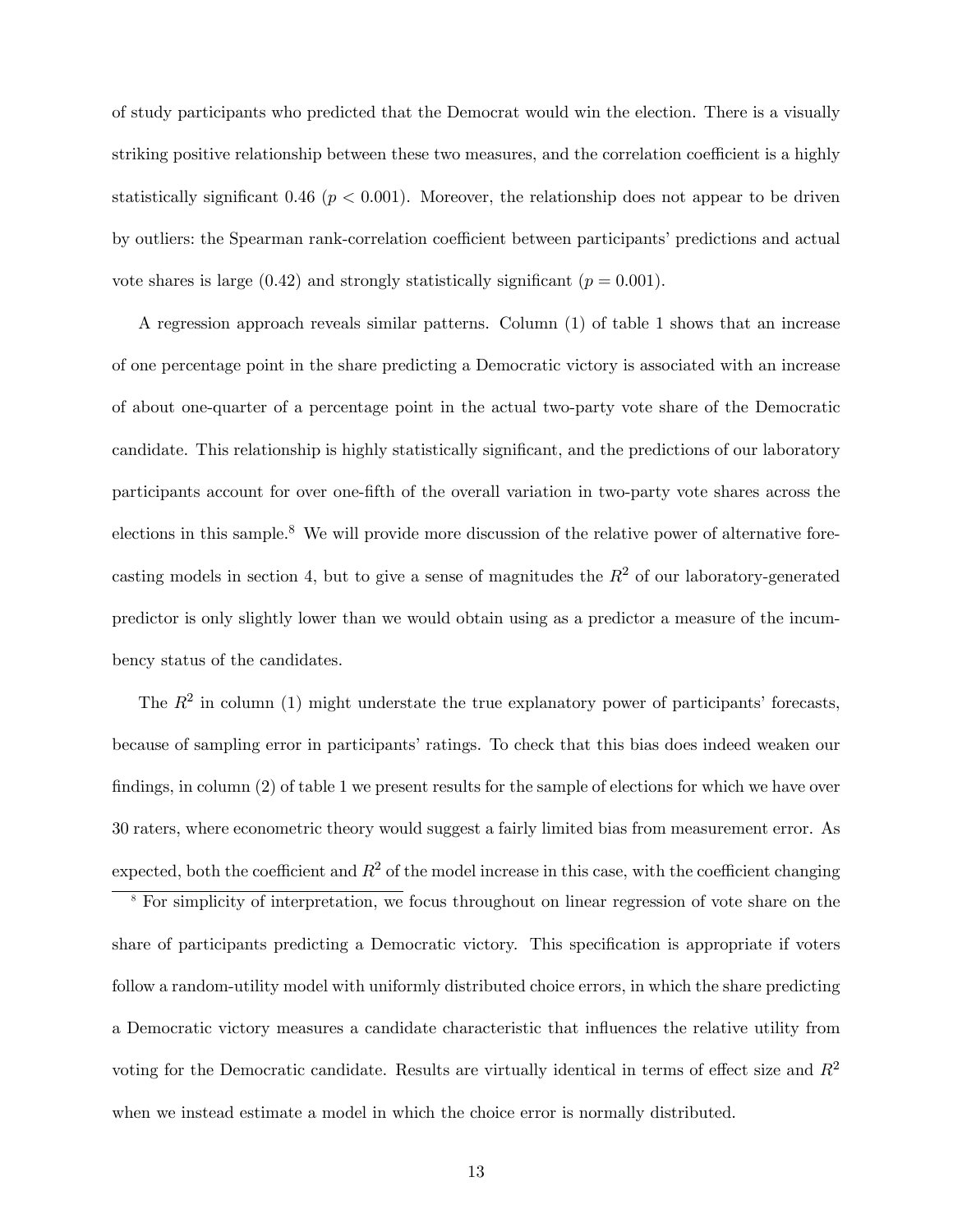of study participants who predicted that the Democrat would win the election. There is a visually striking positive relationship between these two measures, and the correlation coefficient is a highly statistically significant 0.46 ($p < 0.001$). Moreover, the relationship does not appear to be driven by outliers: the Spearman rank-correlation coefficient between participants' predictions and actual vote shares is large (0.42) and strongly statistically significant ($p = 0.001$).

A regression approach reveals similar patterns. Column (1) of table 1 shows that an increase of one percentage point in the share predicting a Democratic victory is associated with an increase of about one-quarter of a percentage point in the actual two-party vote share of the Democratic candidate. This relationship is highly statistically significant, and the predictions of our laboratory participants account for over one-fifth of the overall variation in two-party vote shares across the elections in this sample.[8] We will provide more discussion of the relative power of alternative forecasting models in section 4, but to give a sense of magnitudes the $R^2$ of our laboratory-generated predictor is only slightly lower than we would obtain using as a predictor a measure of the incumbency status of the candidates.

The $R^2$ in column (1) might understate the true explanatory power of participants' forecasts, because of sampling error in participants' ratings. To check that this bias does indeed weaken our findings, in column (2) of table 1 we present results for the sample of elections for which we have over 30 raters, where econometric theory would suggest a fairly limited bias from measurement error. As expected, both the coefficient and $R^2$ of the model increase in this case, with the coefficient changing

[8] For simplicity of interpretation, we focus throughout on linear regression of vote share on the share of participants predicting a Democratic victory. This specification is appropriate if voters follow a random-utility model with uniformly distributed choice errors, in which the share predicting a Democratic victory measures a candidate characteristic that influences the relative utility from voting for the Democratic candidate. Results are virtually identical in terms of effect size and $R^2$ when we instead estimate a model in which the choice error is normally distributed.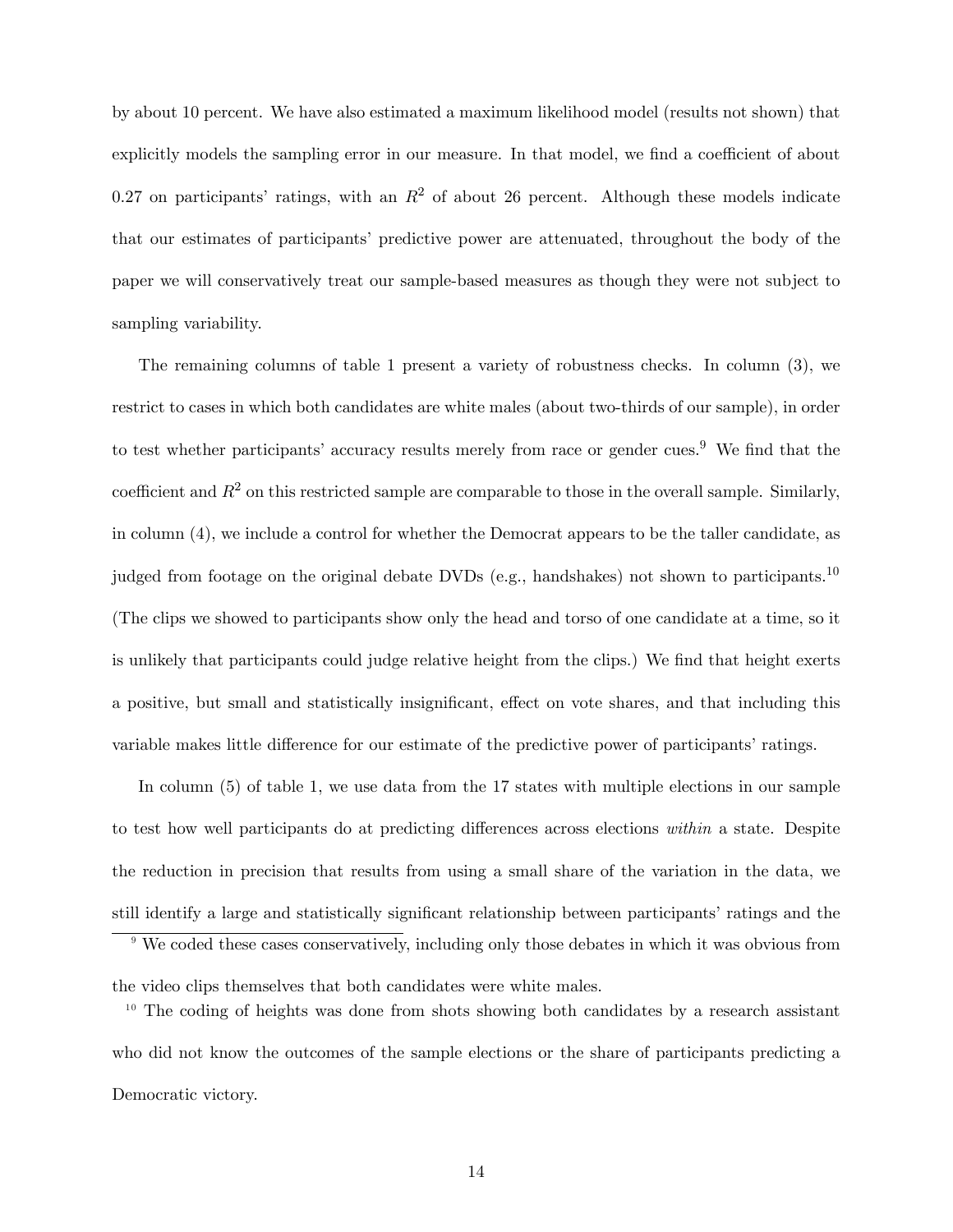by about 10 percent. We have also estimated a maximum likelihood model (results not shown) that explicitly models the sampling error in our measure. In that model, we find a coefficient of about 0.27 on participants' ratings, with an $R^2$ of about 26 percent. Although these models indicate that our estimates of participants' predictive power are attenuated, throughout the body of the paper we will conservatively treat our sample-based measures as though they were not subject to sampling variability.

The remaining columns of table 1 present a variety of robustness checks. In column (3), we restrict to cases in which both candidates are white males (about two-thirds of our sample), in order to test whether participants' accuracy results merely from race or gender cues.[9] We find that the coefficient and $R^2$ on this restricted sample are comparable to those in the overall sample. Similarly, in column (4), we include a control for whether the Democrat appears to be the taller candidate, as judged from footage on the original debate DVDs (e.g., handshakes) not shown to participants.[10] (The clips we showed to participants show only the head and torso of one candidate at a time, so it is unlikely that participants could judge relative height from the clips.) We find that height exerts a positive, but small and statistically insignificant, effect on vote shares, and that including this variable makes little difference for our estimate of the predictive power of participants' ratings.

In column (5) of table 1, we use data from the 17 states with multiple elections in our sample to test how well participants do at predicting differences across elections *within* a state. Despite the reduction in precision that results from using a small share of the variation in the data, we still identify a large and statistically significant relationship between participants' ratings and the

[9] We coded these cases conservatively, including only those debates in which it was obvious from the video clips themselves that both candidates were white males.

[10] The coding of heights was done from shots showing both candidates by a research assistant who did not know the outcomes of the sample elections or the share of participants predicting a Democratic victory.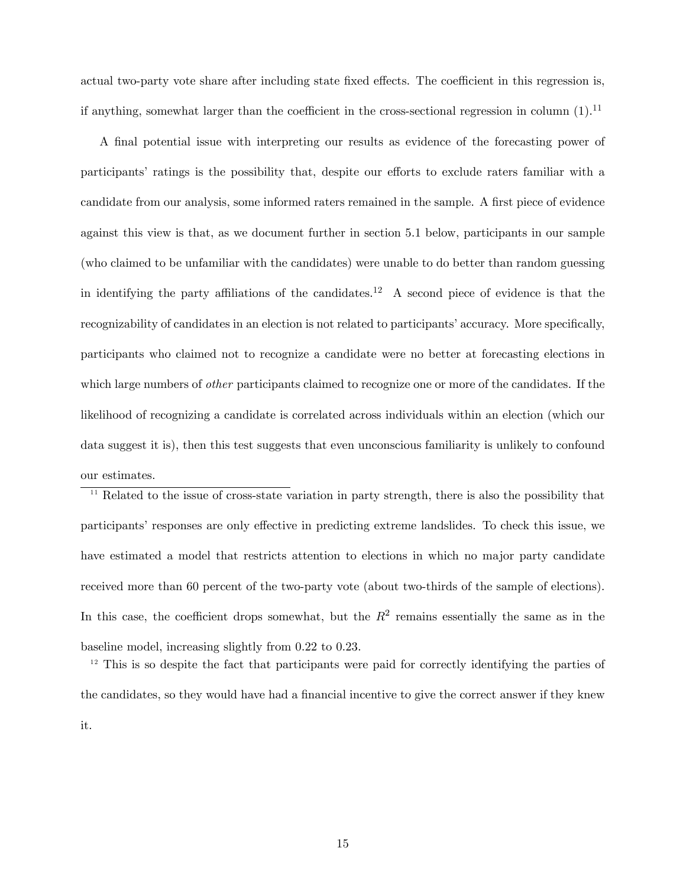actual two-party vote share after including state fixed effects. The coefficient in this regression is, if anything, somewhat larger than the coefficient in the cross-sectional regression in column (1).[11]

A final potential issue with interpreting our results as evidence of the forecasting power of participants' ratings is the possibility that, despite our efforts to exclude raters familiar with a candidate from our analysis, some informed raters remained in the sample. A first piece of evidence against this view is that, as we document further in section 5.1 below, participants in our sample (who claimed to be unfamiliar with the candidates) were unable to do better than random guessing in identifying the party affiliations of the candidates.[12] A second piece of evidence is that the recognizability of candidates in an election is not related to participants' accuracy. More specifically, participants who claimed not to recognize a candidate were no better at forecasting elections in which large numbers of *other* participants claimed to recognize one or more of the candidates. If the likelihood of recognizing a candidate is correlated across individuals within an election (which our data suggest it is), then this test suggests that even unconscious familiarity is unlikely to confound our estimates.

---

[11] Related to the issue of cross-state variation in party strength, there is also the possibility that participants' responses are only effective in predicting extreme landslides. To check this issue, we have estimated a model that restricts attention to elections in which no major party candidate received more than 60 percent of the two-party vote (about two-thirds of the sample of elections). In this case, the coefficient drops somewhat, but the $R^2$ remains essentially the same as in the baseline model, increasing slightly from 0.22 to 0.23.

[12] This is so despite the fact that participants were paid for correctly identifying the parties of the candidates, so they would have had a financial incentive to give the correct answer if they knew it.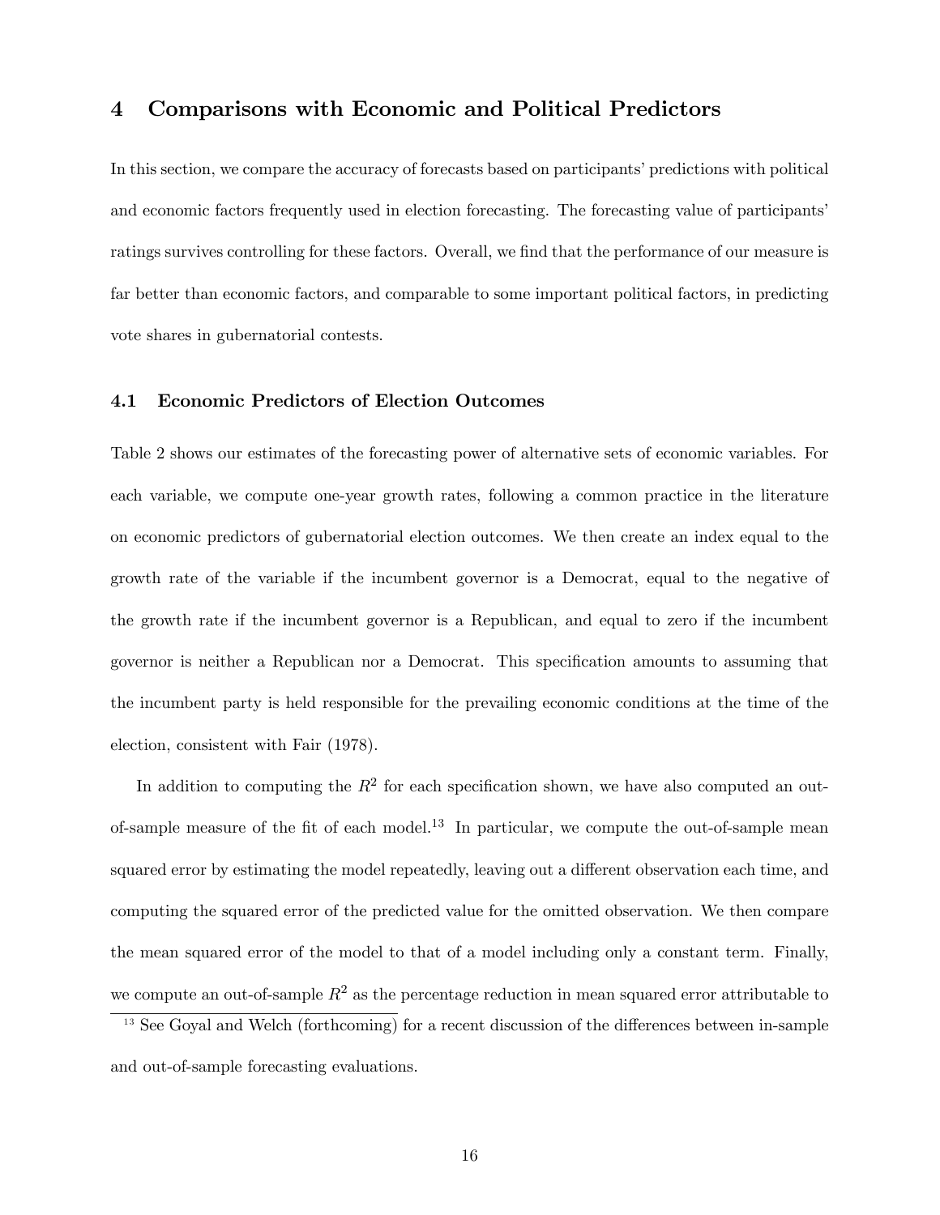# 4 Comparisons with Economic and Political Predictors

In this section, we compare the accuracy of forecasts based on participants' predictions with political and economic factors frequently used in election forecasting. The forecasting value of participants' ratings survives controlling for these factors. Overall, we find that the performance of our measure is far better than economic factors, and comparable to some important political factors, in predicting vote shares in gubernatorial contests.

## 4.1 Economic Predictors of Election Outcomes

Table 2 shows our estimates of the forecasting power of alternative sets of economic variables. For each variable, we compute one-year growth rates, following a common practice in the literature on economic predictors of gubernatorial election outcomes. We then create an index equal to the growth rate of the variable if the incumbent governor is a Democrat, equal to the negative of the growth rate if the incumbent governor is a Republican, and equal to zero if the incumbent governor is neither a Republican nor a Democrat. This specification amounts to assuming that the incumbent party is held responsible for the prevailing economic conditions at the time of the election, consistent with Fair (1978).

In addition to computing the $R^2$ for each specification shown, we have also computed an out-of-sample measure of the fit of each model.[13] In particular, we compute the out-of-sample mean squared error by estimating the model repeatedly, leaving out a different observation each time, and computing the squared error of the predicted value for the omitted observation. We then compare the mean squared error of the model to that of a model including only a constant term. Finally, we compute an out-of-sample $R^2$ as the percentage reduction in mean squared error attributable to

[13] See Goyal and Welch (forthcoming) for a recent discussion of the differences between in-sample and out-of-sample forecasting evaluations.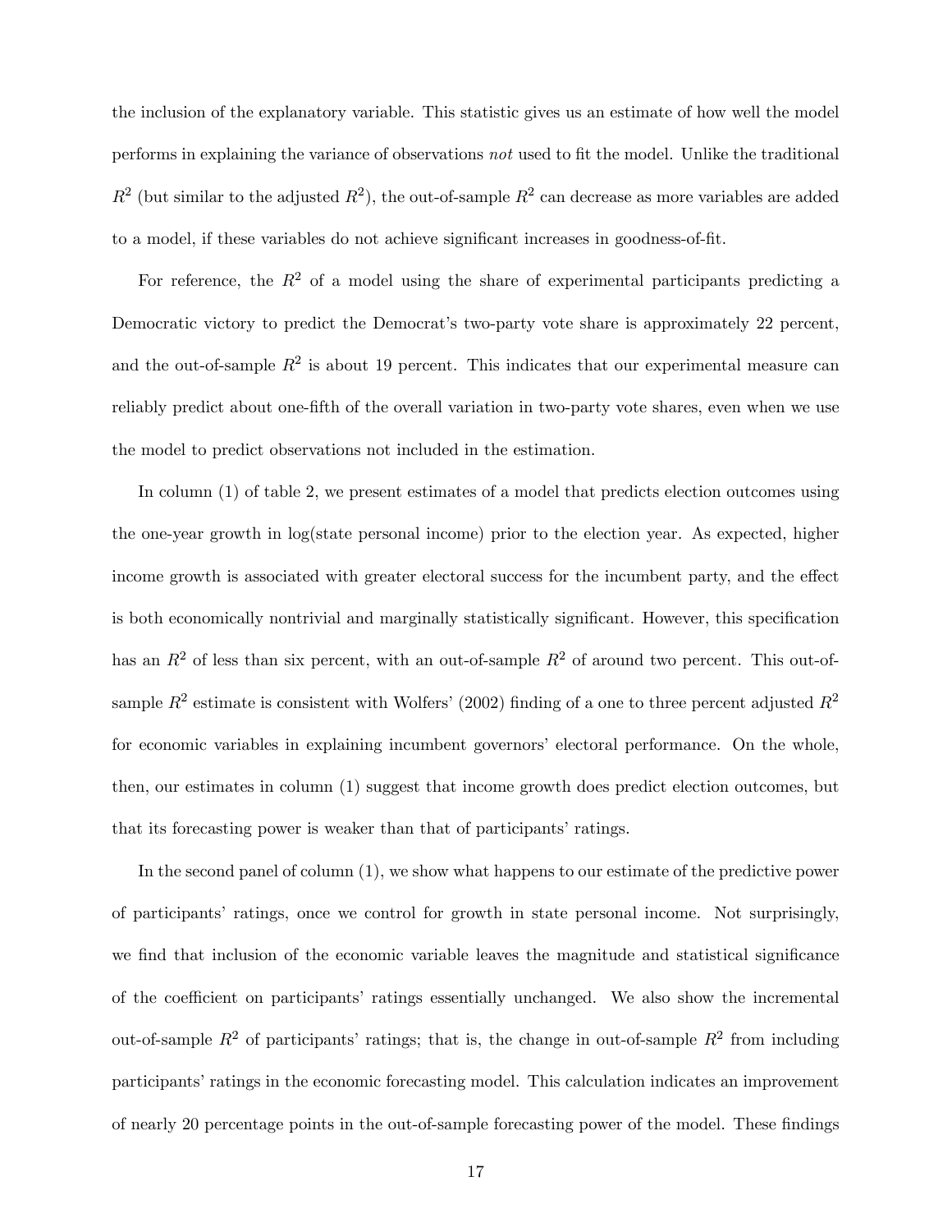the inclusion of the explanatory variable. This statistic gives us an estimate of how well the model performs in explaining the variance of observations *not* used to fit the model. Unlike the traditional $R^2$ (but similar to the adjusted $R^2$), the out-of-sample $R^2$ can decrease as more variables are added to a model, if these variables do not achieve significant increases in goodness-of-fit.

For reference, the $R^2$ of a model using the share of experimental participants predicting a Democratic victory to predict the Democrat's two-party vote share is approximately 22 percent, and the out-of-sample $R^2$ is about 19 percent. This indicates that our experimental measure can reliably predict about one-fifth of the overall variation in two-party vote shares, even when we use the model to predict observations not included in the estimation.

In column (1) of table 2, we present estimates of a model that predicts election outcomes using the one-year growth in log(state personal income) prior to the election year. As expected, higher income growth is associated with greater electoral success for the incumbent party, and the effect is both economically nontrivial and marginally statistically significant. However, this specification has an $R^2$ of less than six percent, with an out-of-sample $R^2$ of around two percent. This out-of-sample $R^2$ estimate is consistent with Wolfers' (2002) finding of a one to three percent adjusted $R^2$ for economic variables in explaining incumbent governors' electoral performance. On the whole, then, our estimates in column (1) suggest that income growth does predict election outcomes, but that its forecasting power is weaker than that of participants' ratings.

In the second panel of column (1), we show what happens to our estimate of the predictive power of participants' ratings, once we control for growth in state personal income. Not surprisingly, we find that inclusion of the economic variable leaves the magnitude and statistical significance of the coefficient on participants' ratings essentially unchanged. We also show the incremental out-of-sample $R^2$ of participants' ratings; that is, the change in out-of-sample $R^2$ from including participants' ratings in the economic forecasting model. This calculation indicates an improvement of nearly 20 percentage points in the out-of-sample forecasting power of the model. These findings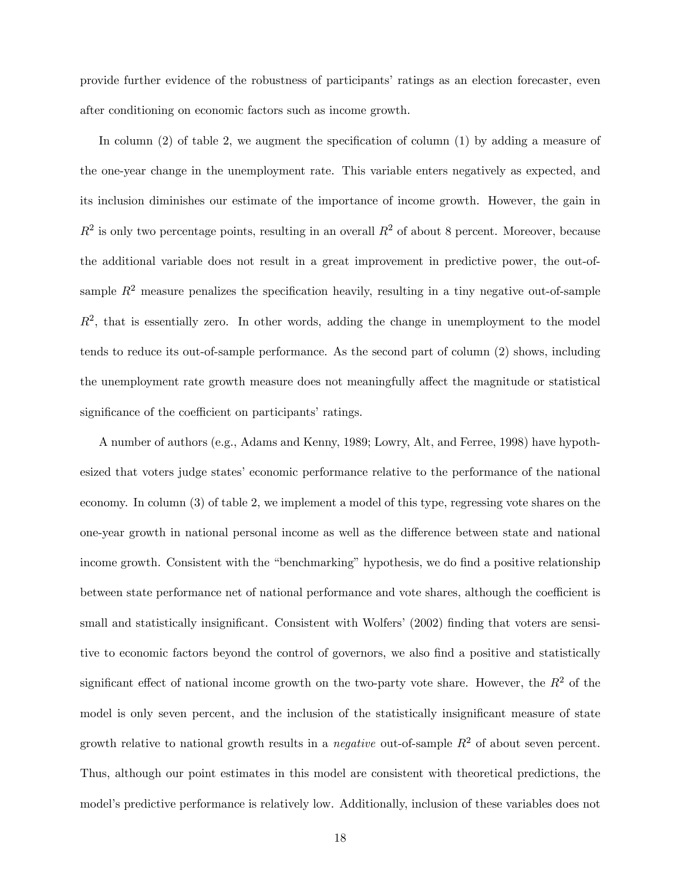provide further evidence of the robustness of participants' ratings as an election forecaster, even after conditioning on economic factors such as income growth.

In column (2) of table 2, we augment the specification of column (1) by adding a measure of the one-year change in the unemployment rate. This variable enters negatively as expected, and its inclusion diminishes our estimate of the importance of income growth. However, the gain in $R^2$ is only two percentage points, resulting in an overall $R^2$ of about 8 percent. Moreover, because the additional variable does not result in a great improvement in predictive power, the out-of-sample $R^2$ measure penalizes the specification heavily, resulting in a tiny negative out-of-sample $R^2$, that is essentially zero. In other words, adding the change in unemployment to the model tends to reduce its out-of-sample performance. As the second part of column (2) shows, including the unemployment rate growth measure does not meaningfully affect the magnitude or statistical significance of the coefficient on participants' ratings.

A number of authors (e.g., Adams and Kenny, 1989; Lowry, Alt, and Ferree, 1998) have hypothesized that voters judge states' economic performance relative to the performance of the national economy. In column (3) of table 2, we implement a model of this type, regressing vote shares on the one-year growth in national personal income as well as the difference between state and national income growth. Consistent with the "benchmarking" hypothesis, we do find a positive relationship between state performance net of national performance and vote shares, although the coefficient is small and statistically insignificant. Consistent with Wolfers' (2002) finding that voters are sensitive to economic factors beyond the control of governors, we also find a positive and statistically significant effect of national income growth on the two-party vote share. However, the $R^2$ of the model is only seven percent, and the inclusion of the statistically insignificant measure of state growth relative to national growth results in a *negative* out-of-sample $R^2$ of about seven percent. Thus, although our point estimates in this model are consistent with theoretical predictions, the model's predictive performance is relatively low. Additionally, inclusion of these variables does not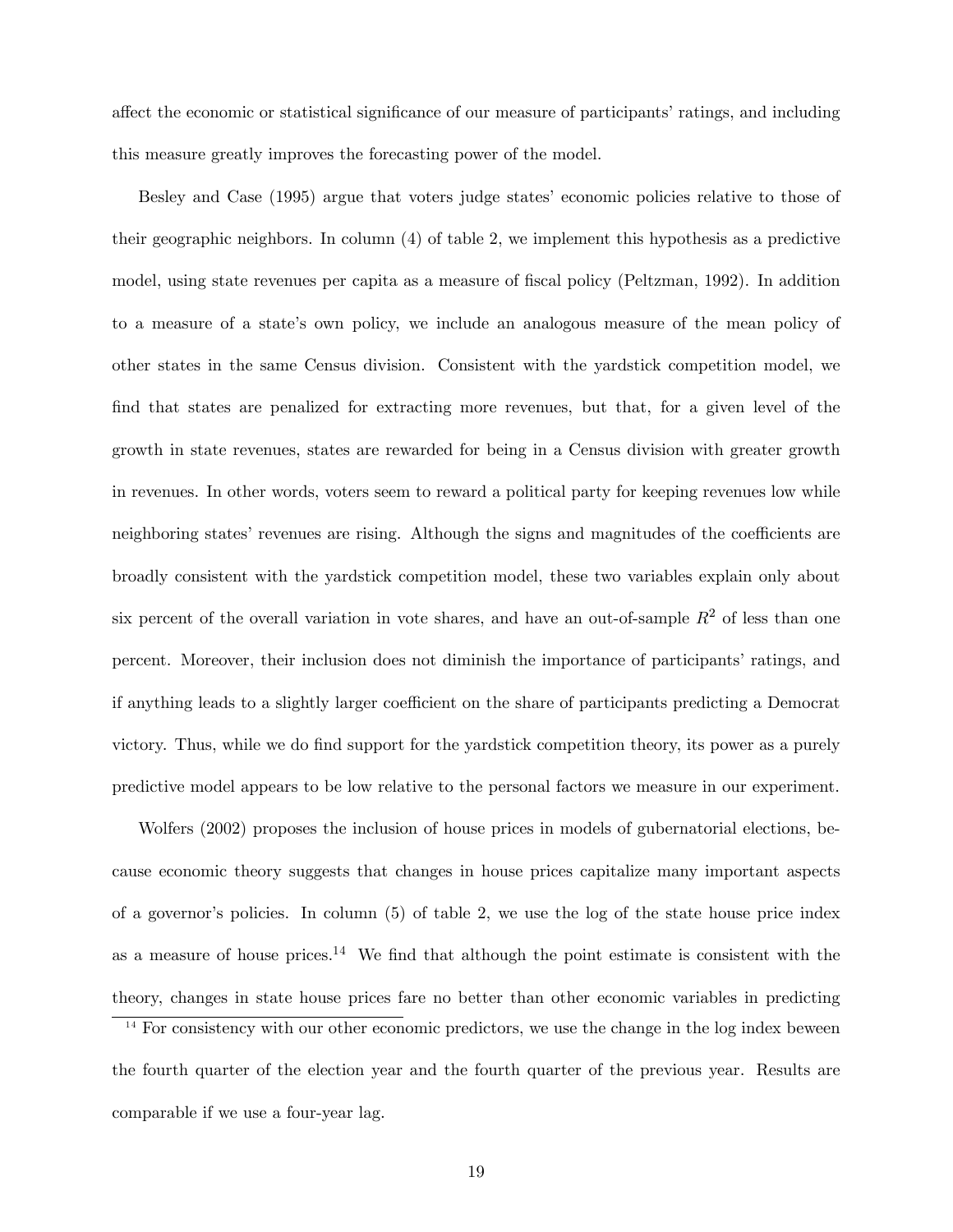affect the economic or statistical significance of our measure of participants' ratings, and including this measure greatly improves the forecasting power of the model.

Besley and Case (1995) argue that voters judge states' economic policies relative to those of their geographic neighbors. In column (4) of table 2, we implement this hypothesis as a predictive model, using state revenues per capita as a measure of fiscal policy (Peltzman, 1992). In addition to a measure of a state's own policy, we include an analogous measure of the mean policy of other states in the same Census division. Consistent with the yardstick competition model, we find that states are penalized for extracting more revenues, but that, for a given level of the growth in state revenues, states are rewarded for being in a Census division with greater growth in revenues. In other words, voters seem to reward a political party for keeping revenues low while neighboring states' revenues are rising. Although the signs and magnitudes of the coefficients are broadly consistent with the yardstick competition model, these two variables explain only about six percent of the overall variation in vote shares, and have an out-of-sample $R^2$ of less than one percent. Moreover, their inclusion does not diminish the importance of participants' ratings, and if anything leads to a slightly larger coefficient on the share of participants predicting a Democrat victory. Thus, while we do find support for the yardstick competition theory, its power as a purely predictive model appears to be low relative to the personal factors we measure in our experiment.

Wolfers (2002) proposes the inclusion of house prices in models of gubernatorial elections, because economic theory suggests that changes in house prices capitalize many important aspects of a governor's policies. In column (5) of table 2, we use the log of the state house price index as a measure of house prices.[14] We find that although the point estimate is consistent with the theory, changes in state house prices fare no better than other economic variables in predicting

[14] For consistency with our other economic predictors, we use the change in the log index beween the fourth quarter of the election year and the fourth quarter of the previous year. Results are comparable if we use a four-year lag.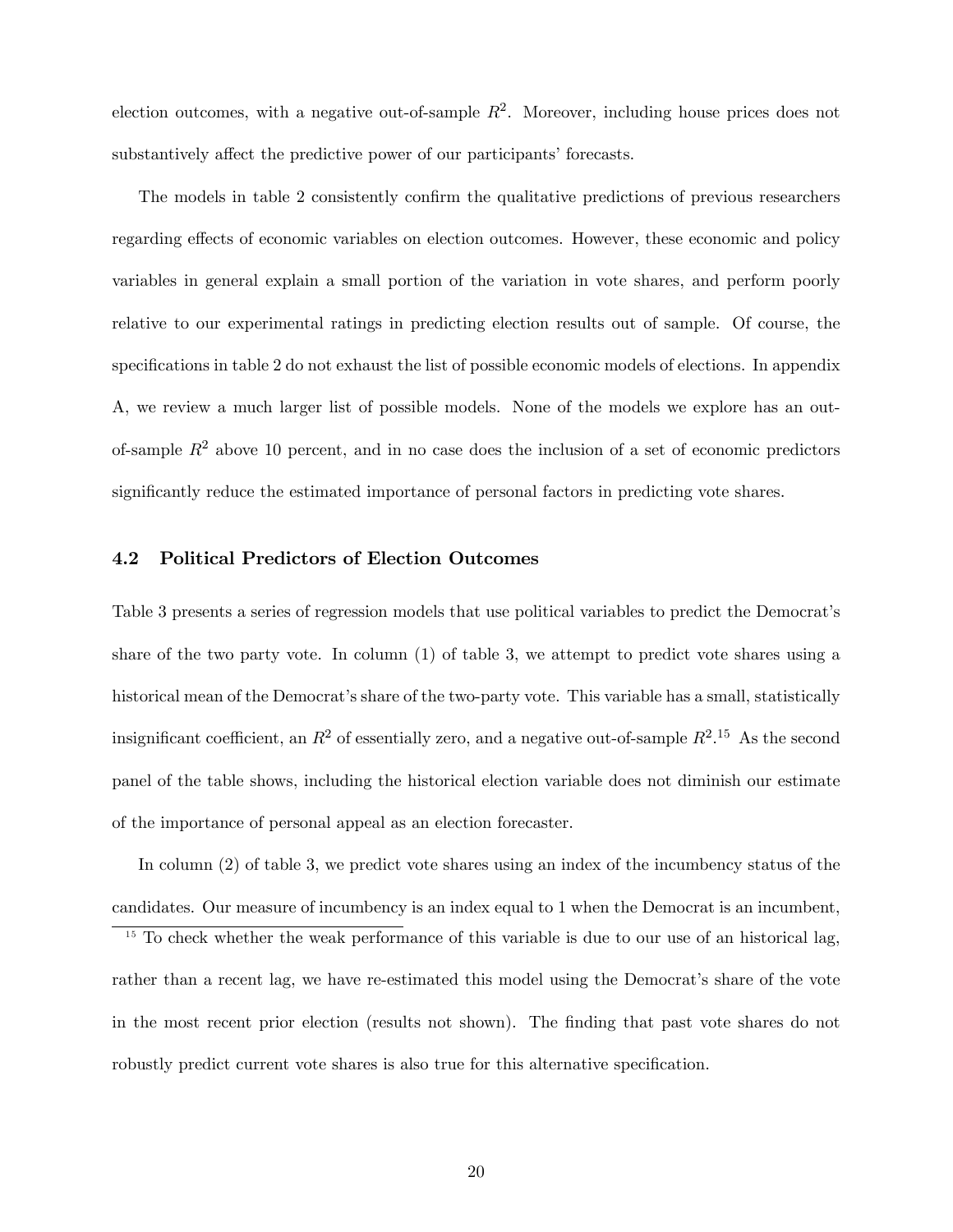election outcomes, with a negative out-of-sample $R^2$. Moreover, including house prices does not substantively affect the predictive power of our participants' forecasts.

The models in table 2 consistently confirm the qualitative predictions of previous researchers regarding effects of economic variables on election outcomes. However, these economic and policy variables in general explain a small portion of the variation in vote shares, and perform poorly relative to our experimental ratings in predicting election results out of sample. Of course, the specifications in table 2 do not exhaust the list of possible economic models of elections. In appendix A, we review a much larger list of possible models. None of the models we explore has an out-of-sample $R^2$ above 10 percent, and in no case does the inclusion of a set of economic predictors significantly reduce the estimated importance of personal factors in predicting vote shares.

### 4.2 Political Predictors of Election Outcomes

Table 3 presents a series of regression models that use political variables to predict the Democrat's share of the two party vote. In column (1) of table 3, we attempt to predict vote shares using a historical mean of the Democrat's share of the two-party vote. This variable has a small, statistically insignificant coefficient, an $R^2$ of essentially zero, and a negative out-of-sample $R^2$.[15] As the second panel of the table shows, including the historical election variable does not diminish our estimate of the importance of personal appeal as an election forecaster.

In column (2) of table 3, we predict vote shares using an index of the incumbency status of the candidates. Our measure of incumbency is an index equal to 1 when the Democrat is an incumbent,

[15] To check whether the weak performance of this variable is due to our use of an historical lag, rather than a recent lag, we have re-estimated this model using the Democrat's share of the vote in the most recent prior election (results not shown). The finding that past vote shares do not robustly predict current vote shares is also true for this alternative specification.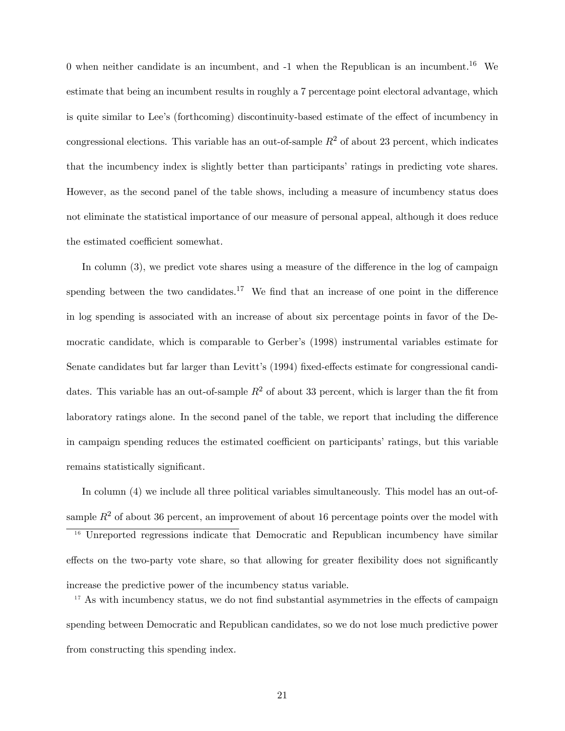0 when neither candidate is an incumbent, and -1 when the Republican is an incumbent.[16] We estimate that being an incumbent results in roughly a 7 percentage point electoral advantage, which is quite similar to Lee's (forthcoming) discontinuity-based estimate of the effect of incumbency in congressional elections. This variable has an out-of-sample $R^2$ of about 23 percent, which indicates that the incumbency index is slightly better than participants' ratings in predicting vote shares. However, as the second panel of the table shows, including a measure of incumbency status does not eliminate the statistical importance of our measure of personal appeal, although it does reduce the estimated coefficient somewhat.

In column (3), we predict vote shares using a measure of the difference in the log of campaign spending between the two candidates.[17] We find that an increase of one point in the difference in log spending is associated with an increase of about six percentage points in favor of the Democratic candidate, which is comparable to Gerber's (1998) instrumental variables estimate for Senate candidates but far larger than Levitt's (1994) fixed-effects estimate for congressional candidates. This variable has an out-of-sample $R^2$ of about 33 percent, which is larger than the fit from laboratory ratings alone. In the second panel of the table, we report that including the difference in campaign spending reduces the estimated coefficient on participants' ratings, but this variable remains statistically significant.

In column (4) we include all three political variables simultaneously. This model has an out-of-sample $R^2$ of about 36 percent, an improvement of about 16 percentage points over the model with

[16] Unreported regressions indicate that Democratic and Republican incumbency have similar effects on the two-party vote share, so that allowing for greater flexibility does not significantly increase the predictive power of the incumbency status variable.

[17] As with incumbency status, we do not find substantial asymmetries in the effects of campaign spending between Democratic and Republican candidates, so we do not lose much predictive power from constructing this spending index.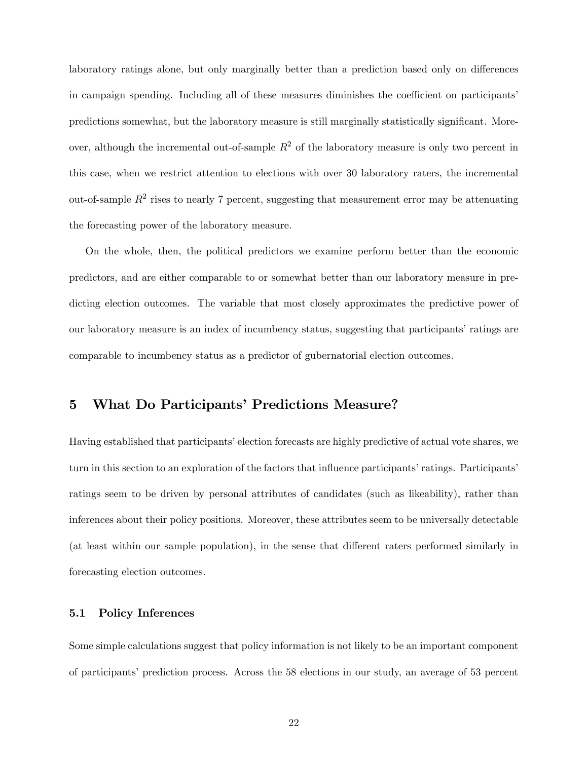laboratory ratings alone, but only marginally better than a prediction based only on differences in campaign spending. Including all of these measures diminishes the coefficient on participants' predictions somewhat, but the laboratory measure is still marginally statistically significant. Moreover, although the incremental out-of-sample $R^2$ of the laboratory measure is only two percent in this case, when we restrict attention to elections with over 30 laboratory raters, the incremental out-of-sample $R^2$ rises to nearly 7 percent, suggesting that measurement error may be attenuating the forecasting power of the laboratory measure.

On the whole, then, the political predictors we examine perform better than the economic predictors, and are either comparable to or somewhat better than our laboratory measure in predicting election outcomes. The variable that most closely approximates the predictive power of our laboratory measure is an index of incumbency status, suggesting that participants' ratings are comparable to incumbency status as a predictor of gubernatorial election outcomes.

## 5 What Do Participants' Predictions Measure?

Having established that participants' election forecasts are highly predictive of actual vote shares, we turn in this section to an exploration of the factors that influence participants' ratings. Participants' ratings seem to be driven by personal attributes of candidates (such as likeability), rather than inferences about their policy positions. Moreover, these attributes seem to be universally detectable (at least within our sample population), in the sense that different raters performed similarly in forecasting election outcomes.

### 5.1 Policy Inferences

Some simple calculations suggest that policy information is not likely to be an important component of participants' prediction process. Across the 58 elections in our study, an average of 53 percent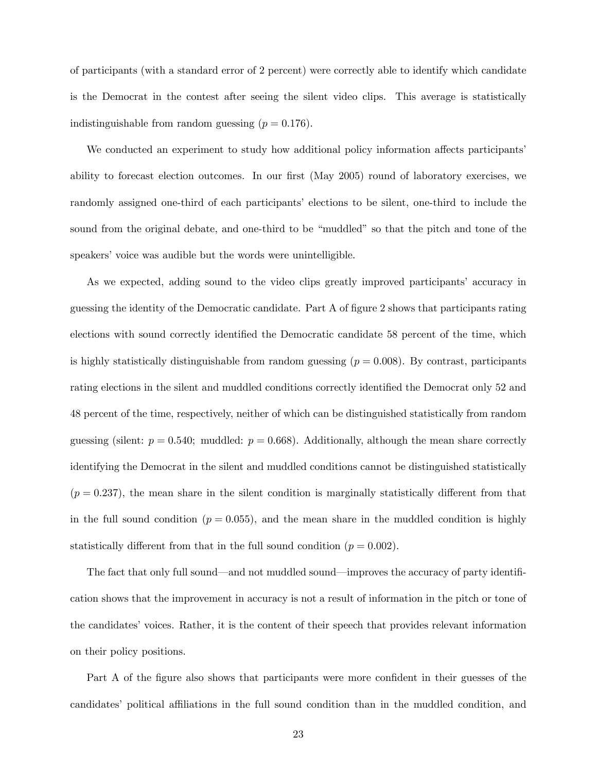of participants (with a standard error of 2 percent) were correctly able to identify which candidate is the Democrat in the contest after seeing the silent video clips. This average is statistically indistinguishable from random guessing ($p = 0.176$).

We conducted an experiment to study how additional policy information affects participants' ability to forecast election outcomes. In our first (May 2005) round of laboratory exercises, we randomly assigned one-third of each participants' elections to be silent, one-third to include the sound from the original debate, and one-third to be "muddled" so that the pitch and tone of the speakers' voice was audible but the words were unintelligible.

As we expected, adding sound to the video clips greatly improved participants' accuracy in guessing the identity of the Democratic candidate. Part A of figure 2 shows that participants rating elections with sound correctly identified the Democratic candidate 58 percent of the time, which is highly statistically distinguishable from random guessing ($p = 0.008$). By contrast, participants rating elections in the silent and muddled conditions correctly identified the Democrat only 52 and 48 percent of the time, respectively, neither of which can be distinguished statistically from random guessing (silent: $p = 0.540$; muddled: $p = 0.668$). Additionally, although the mean share correctly identifying the Democrat in the silent and muddled conditions cannot be distinguished statistically ($p = 0.237$), the mean share in the silent condition is marginally statistically different from that in the full sound condition ($p = 0.055$), and the mean share in the muddled condition is highly statistically different from that in the full sound condition ($p = 0.002$).

The fact that only full sound—and not muddled sound—improves the accuracy of party identification shows that the improvement in accuracy is not a result of information in the pitch or tone of the candidates' voices. Rather, it is the content of their speech that provides relevant information on their policy positions.

Part A of the figure also shows that participants were more confident in their guesses of the candidates' political affiliations in the full sound condition than in the muddled condition, and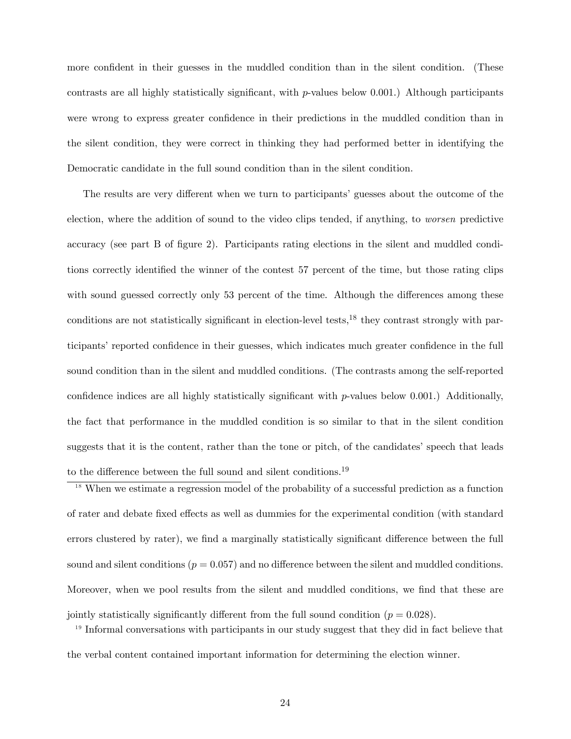more confident in their guesses in the muddled condition than in the silent condition. (These contrasts are all highly statistically significant, with $p$-values below 0.001.) Although participants were wrong to express greater confidence in their predictions in the muddled condition than in the silent condition, they were correct in thinking they had performed better in identifying the Democratic candidate in the full sound condition than in the silent condition.

The results are very different when we turn to participants' guesses about the outcome of the election, where the addition of sound to the video clips tended, if anything, to *worsen* predictive accuracy (see part B of figure 2). Participants rating elections in the silent and muddled conditions correctly identified the winner of the contest 57 percent of the time, but those rating clips with sound guessed correctly only 53 percent of the time. Although the differences among these conditions are not statistically significant in election-level tests,[18] they contrast strongly with participants' reported confidence in their guesses, which indicates much greater confidence in the full sound condition than in the silent and muddled conditions. (The contrasts among the self-reported confidence indices are all highly statistically significant with $p$-values below 0.001.) Additionally, the fact that performance in the muddled condition is so similar to that in the silent condition suggests that it is the content, rather than the tone or pitch, of the candidates' speech that leads to the difference between the full sound and silent conditions.[19]

[18] When we estimate a regression model of the probability of a successful prediction as a function of rater and debate fixed effects as well as dummies for the experimental condition (with standard errors clustered by rater), we find a marginally statistically significant difference between the full sound and silent conditions ($p = 0.057$) and no difference between the silent and muddled conditions. Moreover, when we pool results from the silent and muddled conditions, we find that these are jointly statistically significantly different from the full sound condition ($p = 0.028$).

[19] Informal conversations with participants in our study suggest that they did in fact believe that the verbal content contained important information for determining the election winner.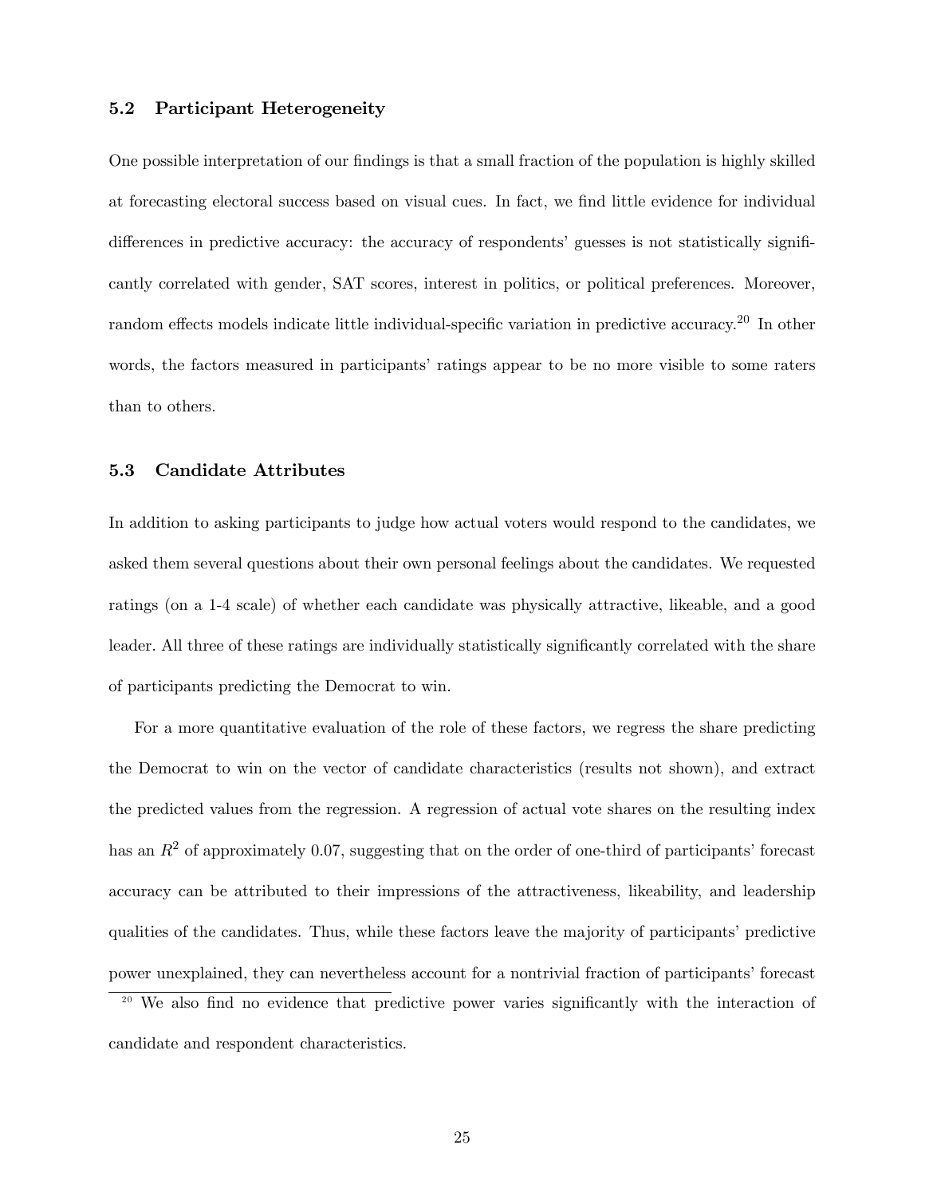### 5.2 Participant Heterogeneity

One possible interpretation of our findings is that a small fraction of the population is highly skilled at forecasting electoral success based on visual cues. In fact, we find little evidence for individual differences in predictive accuracy: the accuracy of respondents' guesses is not statistically significantly correlated with gender, SAT scores, interest in politics, or political preferences. Moreover, random effects models indicate little individual-specific variation in predictive accuracy.[20] In other words, the factors measured in participants' ratings appear to be no more visible to some raters than to others.

### 5.3 Candidate Attributes

In addition to asking participants to judge how actual voters would respond to the candidates, we asked them several questions about their own personal feelings about the candidates. We requested ratings (on a 1-4 scale) of whether each candidate was physically attractive, likeable, and a good leader. All three of these ratings are individually statistically significantly correlated with the share of participants predicting the Democrat to win.

For a more quantitative evaluation of the role of these factors, we regress the share predicting the Democrat to win on the vector of candidate characteristics (results not shown), and extract the predicted values from the regression. A regression of actual vote shares on the resulting index has an $R^2$ of approximately 0.07, suggesting that on the order of one-third of participants' forecast accuracy can be attributed to their impressions of the attractiveness, likeability, and leadership qualities of the candidates. Thus, while these factors leave the majority of participants' predictive power unexplained, they can nevertheless account for a nontrivial fraction of participants' forecast

[20] We also find no evidence that predictive power varies significantly with the interaction of candidate and respondent characteristics.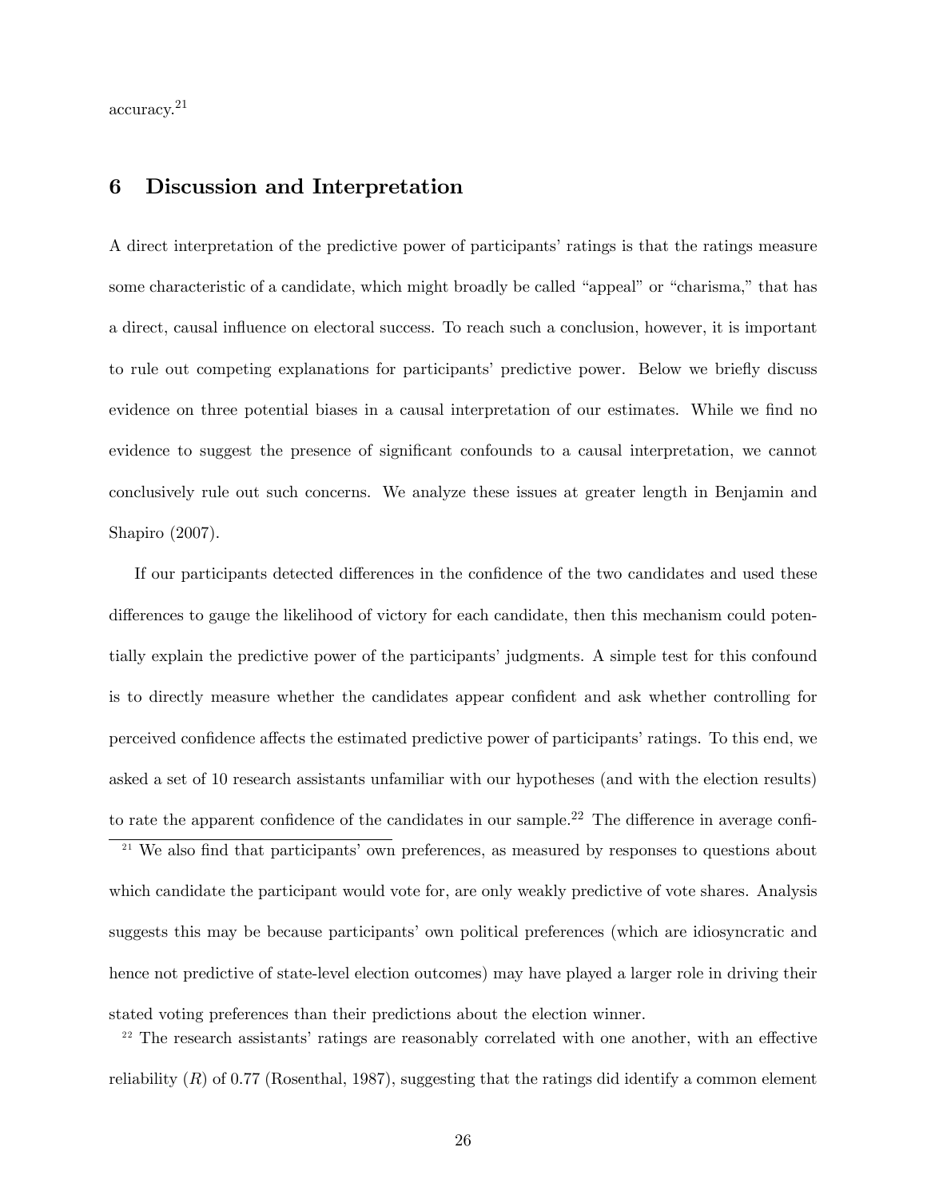accuracy.[21]

## 6 Discussion and Interpretation

A direct interpretation of the predictive power of participants' ratings is that the ratings measure some characteristic of a candidate, which might broadly be called "appeal" or "charisma," that has a direct, causal influence on electoral success. To reach such a conclusion, however, it is important to rule out competing explanations for participants' predictive power. Below we briefly discuss evidence on three potential biases in a causal interpretation of our estimates. While we find no evidence to suggest the presence of significant confounds to a causal interpretation, we cannot conclusively rule out such concerns. We analyze these issues at greater length in Benjamin and Shapiro (2007).

If our participants detected differences in the confidence of the two candidates and used these differences to gauge the likelihood of victory for each candidate, then this mechanism could potentially explain the predictive power of the participants' judgments. A simple test for this confound is to directly measure whether the candidates appear confident and ask whether controlling for perceived confidence affects the estimated predictive power of participants' ratings. To this end, we asked a set of 10 research assistants unfamiliar with our hypotheses (and with the election results) to rate the apparent confidence of the candidates in our sample.[22] The difference in average confi-

[21] We also find that participants' own preferences, as measured by responses to questions about which candidate the participant would vote for, are only weakly predictive of vote shares. Analysis suggests this may be because participants' own political preferences (which are idiosyncratic and hence not predictive of state-level election outcomes) may have played a larger role in driving their stated voting preferences than their predictions about the election winner.

[22] The research assistants' ratings are reasonably correlated with one another, with an effective reliability ($R$) of 0.77 (Rosenthal, 1987), suggesting that the ratings did identify a common element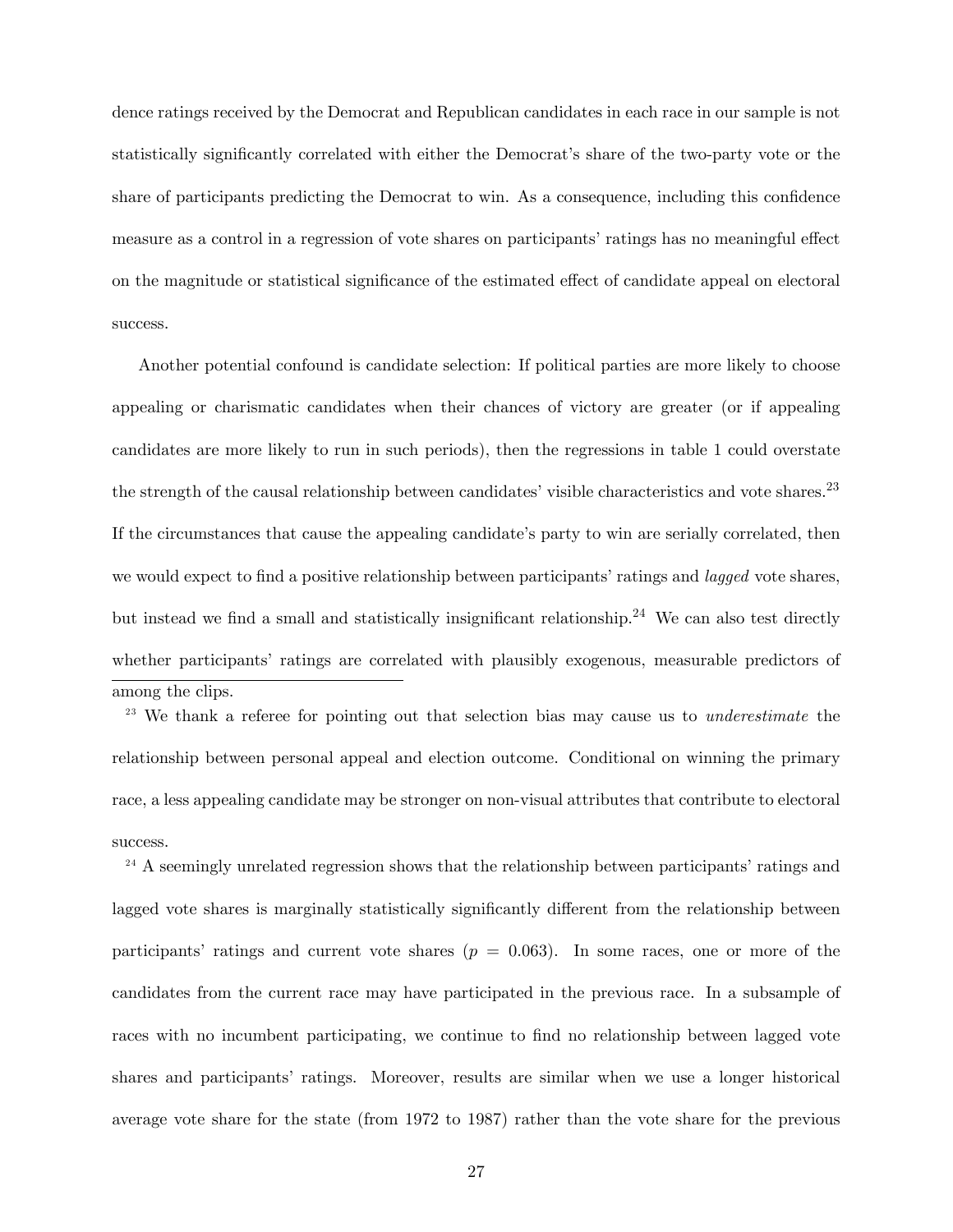dence ratings received by the Democrat and Republican candidates in each race in our sample is not statistically significantly correlated with either the Democrat's share of the two-party vote or the share of participants predicting the Democrat to win. As a consequence, including this confidence measure as a control in a regression of vote shares on participants' ratings has no meaningful effect on the magnitude or statistical significance of the estimated effect of candidate appeal on electoral success.

Another potential confound is candidate selection: If political parties are more likely to choose appealing or charismatic candidates when their chances of victory are greater (or if appealing candidates are more likely to run in such periods), then the regressions in table 1 could overstate the strength of the causal relationship between candidates' visible characteristics and vote shares.[23] If the circumstances that cause the appealing candidate's party to win are serially correlated, then we would expect to find a positive relationship between participants' ratings and *lagged* vote shares, but instead we find a small and statistically insignificant relationship.[24] We can also test directly whether participants' ratings are correlated with plausibly exogenous, measurable predictors of

among the clips.

[23] We thank a referee for pointing out that selection bias may cause us to *underestimate* the relationship between personal appeal and election outcome. Conditional on winning the primary race, a less appealing candidate may be stronger on non-visual attributes that contribute to electoral success.

[24] A seemingly unrelated regression shows that the relationship between participants' ratings and lagged vote shares is marginally statistically significantly different from the relationship between participants' ratings and current vote shares ($p = 0.063$). In some races, one or more of the candidates from the current race may have participated in the previous race. In a subsample of races with no incumbent participating, we continue to find no relationship between lagged vote shares and participants' ratings. Moreover, results are similar when we use a longer historical average vote share for the state (from 1972 to 1987) rather than the vote share for the previous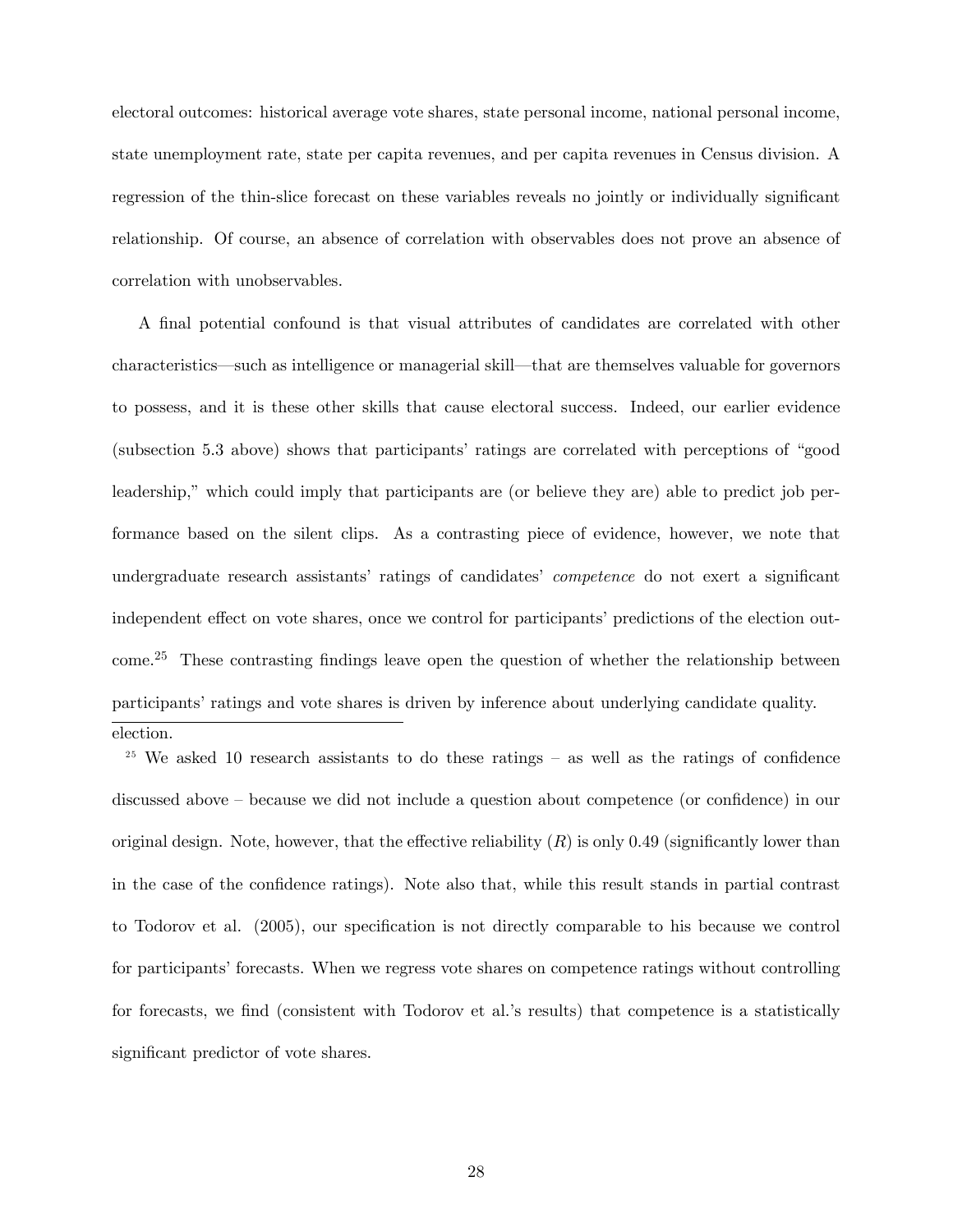electoral outcomes: historical average vote shares, state personal income, national personal income, state unemployment rate, state per capita revenues, and per capita revenues in Census division. A regression of the thin-slice forecast on these variables reveals no jointly or individually significant relationship. Of course, an absence of correlation with observables does not prove an absence of correlation with unobservables.

A final potential confound is that visual attributes of candidates are correlated with other characteristics—such as intelligence or managerial skill—that are themselves valuable for governors to possess, and it is these other skills that cause electoral success. Indeed, our earlier evidence (subsection 5.3 above) shows that participants' ratings are correlated with perceptions of "good leadership," which could imply that participants are (or believe they are) able to predict job performance based on the silent clips. As a contrasting piece of evidence, however, we note that undergraduate research assistants' ratings of candidates' *competence* do not exert a significant independent effect on vote shares, once we control for participants' predictions of the election outcome.[25] These contrasting findings leave open the question of whether the relationship between participants' ratings and vote shares is driven by inference about underlying candidate quality.

election.

[25] We asked 10 research assistants to do these ratings – as well as the ratings of confidence discussed above – because we did not include a question about competence (or confidence) in our original design. Note, however, that the effective reliability ($R$) is only 0.49 (significantly lower than in the case of the confidence ratings). Note also that, while this result stands in partial contrast to Todorov et al. (2005), our specification is not directly comparable to his because we control for participants' forecasts. When we regress vote shares on competence ratings without controlling for forecasts, we find (consistent with Todorov et al.'s results) that competence is a statistically significant predictor of vote shares.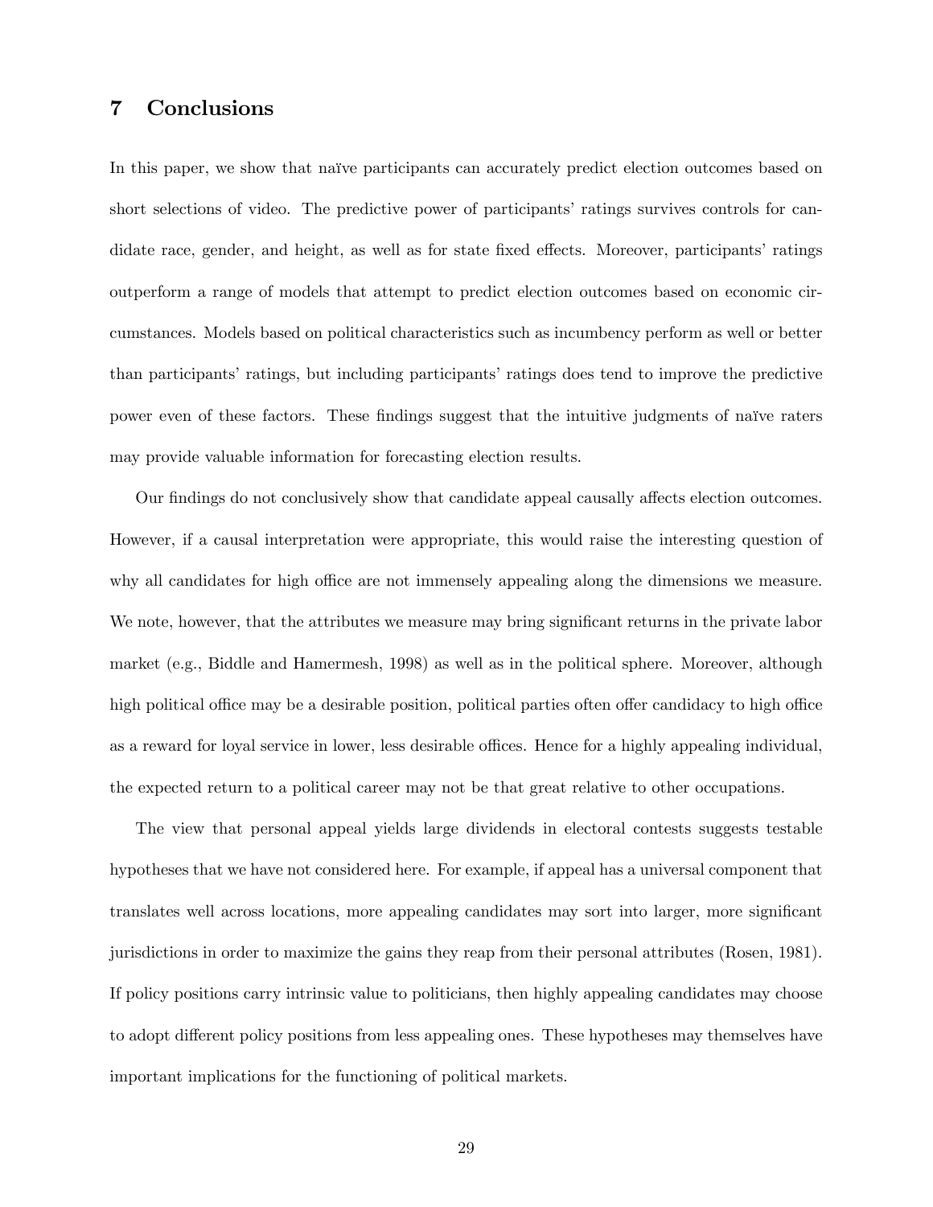## 7 Conclusions

In this paper, we show that naïve participants can accurately predict election outcomes based on short selections of video. The predictive power of participants' ratings survives controls for candidate race, gender, and height, as well as for state fixed effects. Moreover, participants' ratings outperform a range of models that attempt to predict election outcomes based on economic circumstances. Models based on political characteristics such as incumbency perform as well or better than participants' ratings, but including participants' ratings does tend to improve the predictive power even of these factors. These findings suggest that the intuitive judgments of naïve raters may provide valuable information for forecasting election results.

Our findings do not conclusively show that candidate appeal causally affects election outcomes. However, if a causal interpretation were appropriate, this would raise the interesting question of why all candidates for high office are not immensely appealing along the dimensions we measure. We note, however, that the attributes we measure may bring significant returns in the private labor market (e.g., Biddle and Hamermesh, 1998) as well as in the political sphere. Moreover, although high political office may be a desirable position, political parties often offer candidacy to high office as a reward for loyal service in lower, less desirable offices. Hence for a highly appealing individual, the expected return to a political career may not be that great relative to other occupations.

The view that personal appeal yields large dividends in electoral contests suggests testable hypotheses that we have not considered here. For example, if appeal has a universal component that translates well across locations, more appealing candidates may sort into larger, more significant jurisdictions in order to maximize the gains they reap from their personal attributes (Rosen, 1981). If policy positions carry intrinsic value to politicians, then highly appealing candidates may choose to adopt different policy positions from less appealing ones. These hypotheses may themselves have important implications for the functioning of political markets.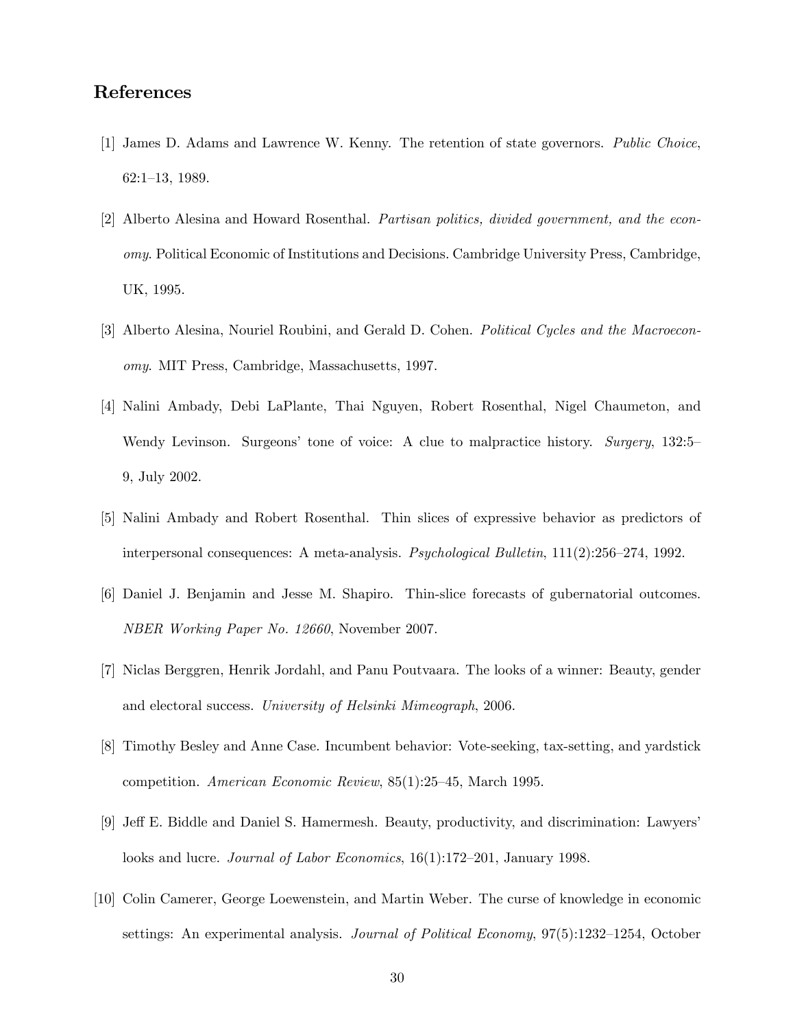## References

[1] James D. Adams and Lawrence W. Kenny. The retention of state governors. *Public Choice*, 62:1–13, 1989.

[2] Alberto Alesina and Howard Rosenthal. *Partisan politics, divided government, and the economy*. Political Economic of Institutions and Decisions. Cambridge University Press, Cambridge, UK, 1995.

[3] Alberto Alesina, Nouriel Roubini, and Gerald D. Cohen. *Political Cycles and the Macroeconomy*. MIT Press, Cambridge, Massachusetts, 1997.

[4] Nalini Ambady, Debi LaPlante, Thai Nguyen, Robert Rosenthal, Nigel Chaumeton, and Wendy Levinson. Surgeons' tone of voice: A clue to malpractice history. *Surgery*, 132:5–9, July 2002.

[5] Nalini Ambady and Robert Rosenthal. Thin slices of expressive behavior as predictors of interpersonal consequences: A meta-analysis. *Psychological Bulletin*, 111(2):256–274, 1992.

[6] Daniel J. Benjamin and Jesse M. Shapiro. Thin-slice forecasts of gubernatorial outcomes. *NBER Working Paper No. 12660*, November 2007.

[7] Niclas Berggren, Henrik Jordahl, and Panu Poutvaara. The looks of a winner: Beauty, gender and electoral success. *University of Helsinki Mimeograph*, 2006.

[8] Timothy Besley and Anne Case. Incumbent behavior: Vote-seeking, tax-setting, and yardstick competition. *American Economic Review*, 85(1):25–45, March 1995.

[9] Jeff E. Biddle and Daniel S. Hamermesh. Beauty, productivity, and discrimination: Lawyers' looks and lucre. *Journal of Labor Economics*, 16(1):172–201, January 1998.

[10] Colin Camerer, George Loewenstein, and Martin Weber. The curse of knowledge in economic settings: An experimental analysis. *Journal of Political Economy*, 97(5):1232–1254, October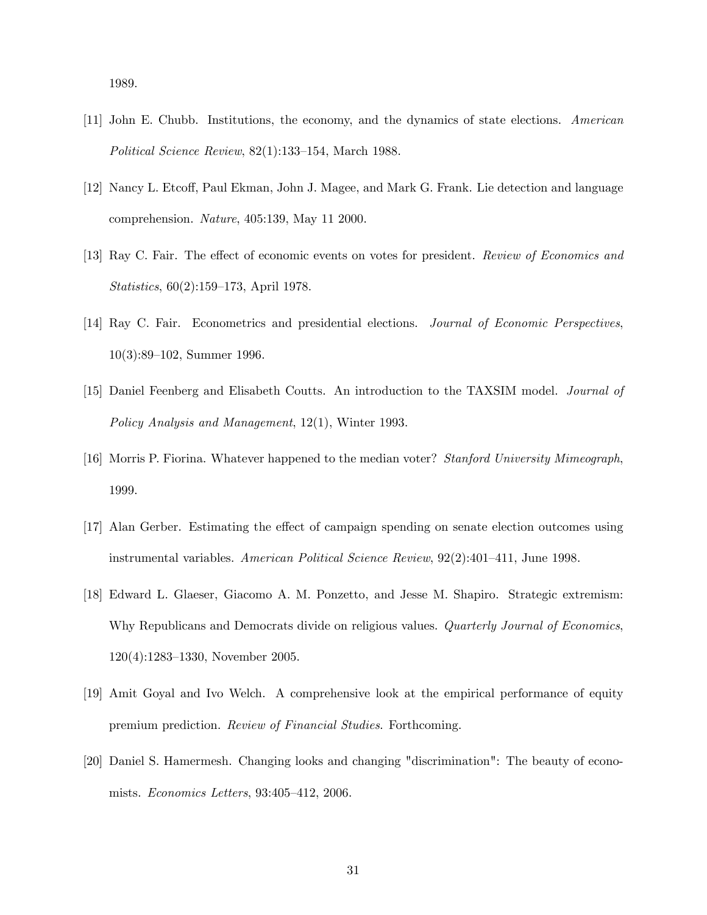1989.

[11] John E. Chubb. Institutions, the economy, and the dynamics of state elections. *American Political Science Review*, 82(1):133–154, March 1988.

[12] Nancy L. Etcoff, Paul Ekman, John J. Magee, and Mark G. Frank. Lie detection and language comprehension. *Nature*, 405:139, May 11 2000.

[13] Ray C. Fair. The effect of economic events on votes for president. *Review of Economics and Statistics*, 60(2):159–173, April 1978.

[14] Ray C. Fair. Econometrics and presidential elections. *Journal of Economic Perspectives*, 10(3):89–102, Summer 1996.

[15] Daniel Feenberg and Elisabeth Coutts. An introduction to the TAXSIM model. *Journal of Policy Analysis and Management*, 12(1), Winter 1993.

[16] Morris P. Fiorina. Whatever happened to the median voter? *Stanford University Mimeograph*, 1999.

[17] Alan Gerber. Estimating the effect of campaign spending on senate election outcomes using instrumental variables. *American Political Science Review*, 92(2):401–411, June 1998.

[18] Edward L. Glaeser, Giacomo A. M. Ponzetto, and Jesse M. Shapiro. Strategic extremism: Why Republicans and Democrats divide on religious values. *Quarterly Journal of Economics*, 120(4):1283–1330, November 2005.

[19] Amit Goyal and Ivo Welch. A comprehensive look at the empirical performance of equity premium prediction. *Review of Financial Studies*. Forthcoming.

[20] Daniel S. Hamermesh. Changing looks and changing "discrimination": The beauty of economists. *Economics Letters*, 93:405–412, 2006.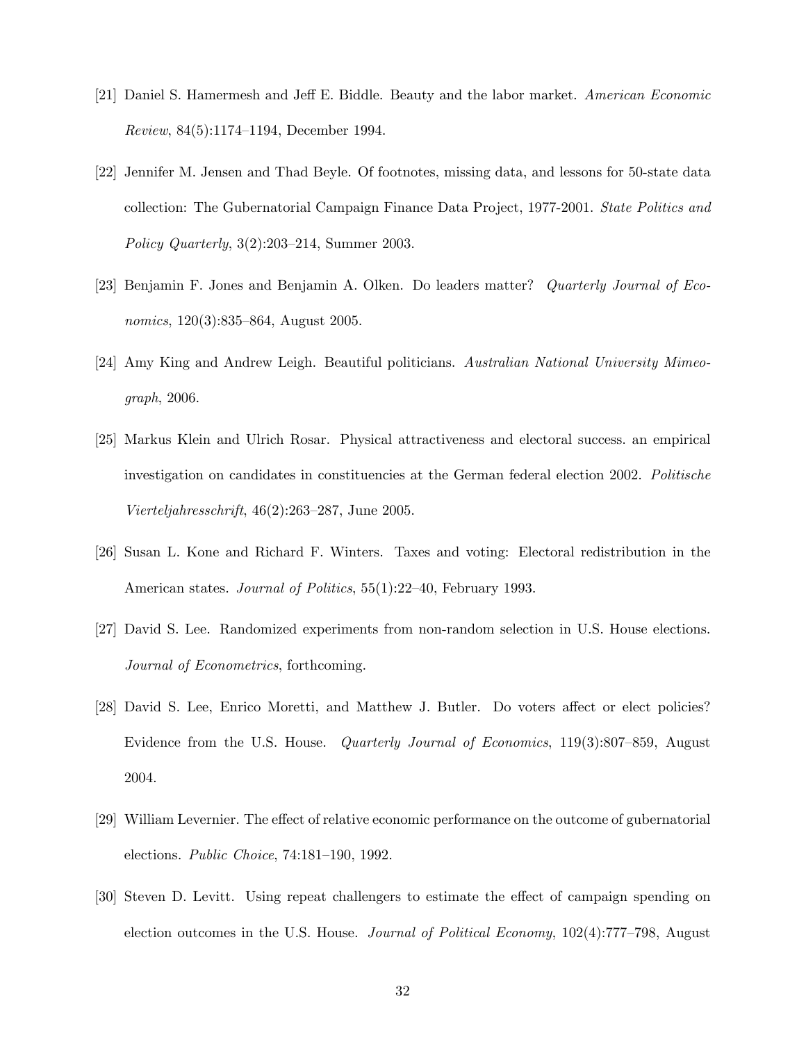[21] Daniel S. Hamermesh and Jeff E. Biddle. Beauty and the labor market. *American Economic Review*, 84(5):1174–1194, December 1994.

[22] Jennifer M. Jensen and Thad Beyle. Of footnotes, missing data, and lessons for 50-state data collection: The Gubernatorial Campaign Finance Data Project, 1977-2001. *State Politics and Policy Quarterly*, 3(2):203–214, Summer 2003.

[23] Benjamin F. Jones and Benjamin A. Olken. Do leaders matter? *Quarterly Journal of Economics*, 120(3):835–864, August 2005.

[24] Amy King and Andrew Leigh. Beautiful politicians. *Australian National University Mimeograph*, 2006.

[25] Markus Klein and Ulrich Rosar. Physical attractiveness and electoral success. an empirical investigation on candidates in constituencies at the German federal election 2002. *Politische Vierteljahresschrift*, 46(2):263–287, June 2005.

[26] Susan L. Kone and Richard F. Winters. Taxes and voting: Electoral redistribution in the American states. *Journal of Politics*, 55(1):22–40, February 1993.

[27] David S. Lee. Randomized experiments from non-random selection in U.S. House elections. *Journal of Econometrics*, forthcoming.

[28] David S. Lee, Enrico Moretti, and Matthew J. Butler. Do voters affect or elect policies? Evidence from the U.S. House. *Quarterly Journal of Economics*, 119(3):807–859, August 2004.

[29] William Levernier. The effect of relative economic performance on the outcome of gubernatorial elections. *Public Choice*, 74:181–190, 1992.

[30] Steven D. Levitt. Using repeat challengers to estimate the effect of campaign spending on election outcomes in the U.S. House. *Journal of Political Economy*, 102(4):777–798, August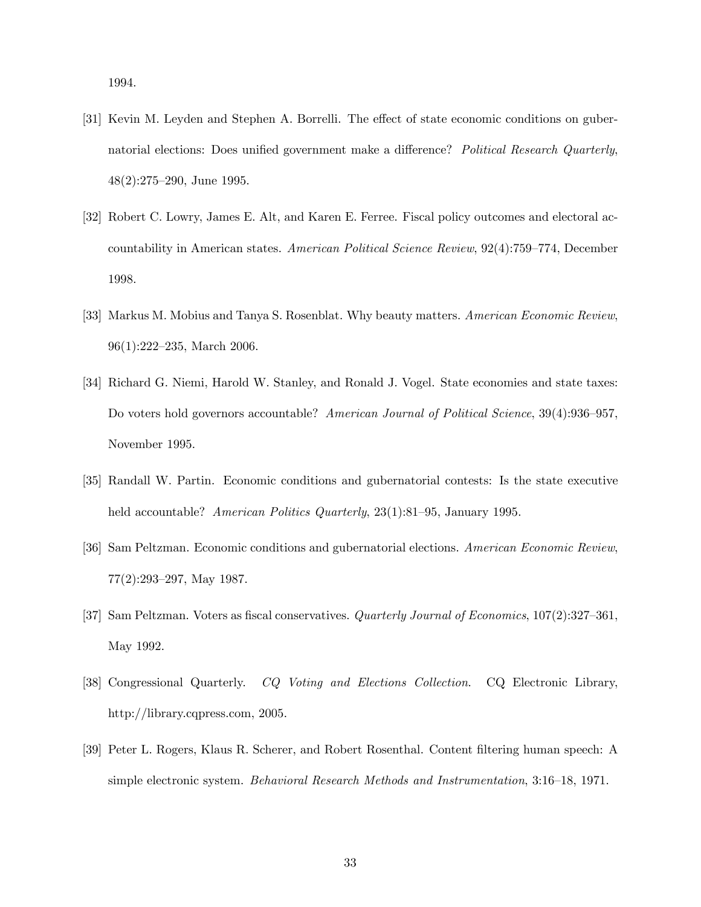1994.

[31] Kevin M. Leyden and Stephen A. Borrelli. The effect of state economic conditions on gubernatorial elections: Does unified government make a difference? *Political Research Quarterly*, 48(2):275–290, June 1995.

[32] Robert C. Lowry, James E. Alt, and Karen E. Ferree. Fiscal policy outcomes and electoral accountability in American states. *American Political Science Review*, 92(4):759–774, December 1998.

[33] Markus M. Mobius and Tanya S. Rosenblat. Why beauty matters. *American Economic Review*, 96(1):222–235, March 2006.

[34] Richard G. Niemi, Harold W. Stanley, and Ronald J. Vogel. State economies and state taxes: Do voters hold governors accountable? *American Journal of Political Science*, 39(4):936–957, November 1995.

[35] Randall W. Partin. Economic conditions and gubernatorial contests: Is the state executive held accountable? *American Politics Quarterly*, 23(1):81–95, January 1995.

[36] Sam Peltzman. Economic conditions and gubernatorial elections. *American Economic Review*, 77(2):293–297, May 1987.

[37] Sam Peltzman. Voters as fiscal conservatives. *Quarterly Journal of Economics*, 107(2):327–361, May 1992.

[38] Congressional Quarterly. *CQ Voting and Elections Collection*. CQ Electronic Library, http://library.cqpress.com, 2005.

[39] Peter L. Rogers, Klaus R. Scherer, and Robert Rosenthal. Content filtering human speech: A simple electronic system. *Behavioral Research Methods and Instrumentation*, 3:16–18, 1971.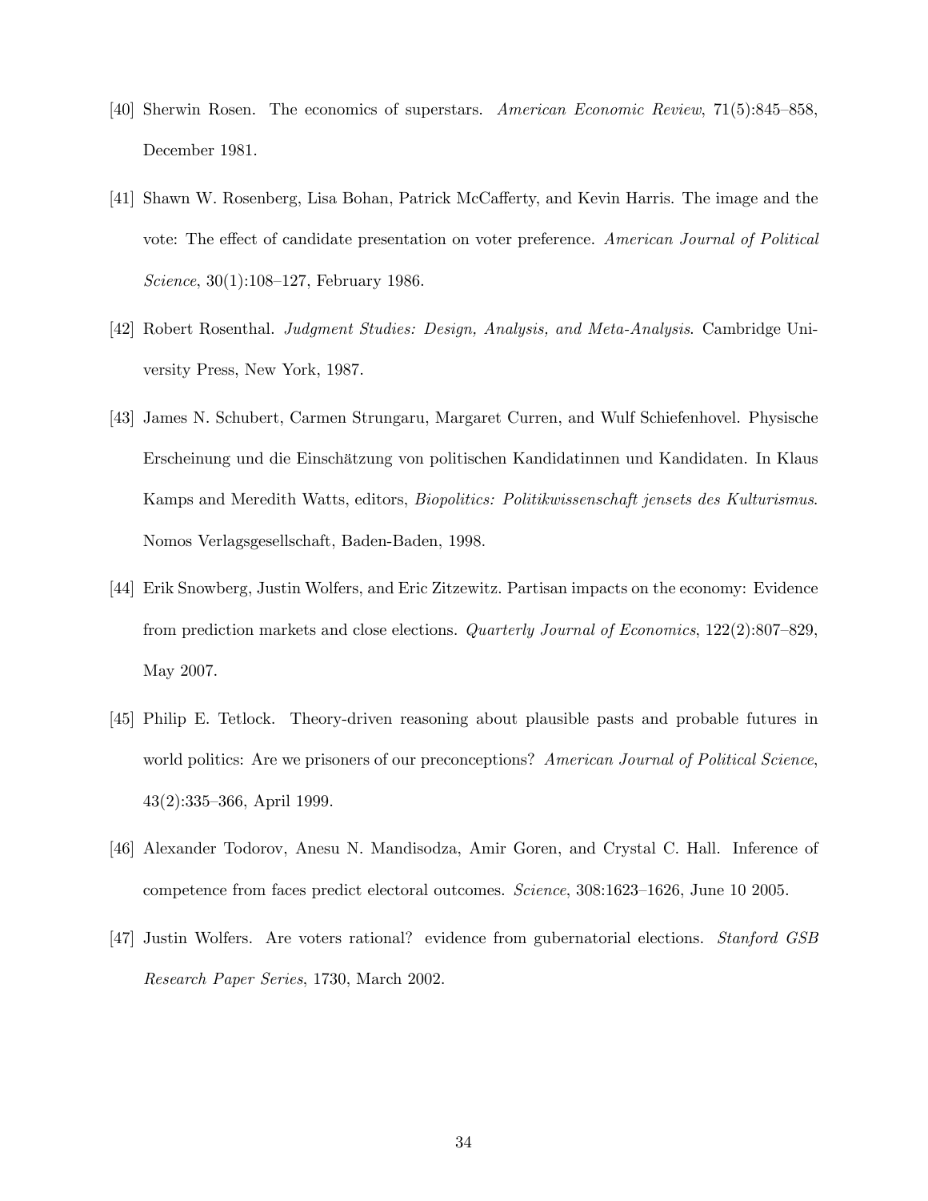[40] Sherwin Rosen. The economics of superstars. *American Economic Review*, 71(5):845–858, December 1981.

[41] Shawn W. Rosenberg, Lisa Bohan, Patrick McCafferty, and Kevin Harris. The image and the vote: The effect of candidate presentation on voter preference. *American Journal of Political Science*, 30(1):108–127, February 1986.

[42] Robert Rosenthal. *Judgment Studies: Design, Analysis, and Meta-Analysis*. Cambridge University Press, New York, 1987.

[43] James N. Schubert, Carmen Strungaru, Margaret Curren, and Wulf Schiefenhovel. Physische Erscheinung und die Einschätzung von politischen Kandidatinnen und Kandidaten. In Klaus Kamps and Meredith Watts, editors, *Biopolitics: Politikwissenschaft jensets des Kulturismus*. Nomos Verlagsgesellschaft, Baden-Baden, 1998.

[44] Erik Snowberg, Justin Wolfers, and Eric Zitzewitz. Partisan impacts on the economy: Evidence from prediction markets and close elections. *Quarterly Journal of Economics*, 122(2):807–829, May 2007.

[45] Philip E. Tetlock. Theory-driven reasoning about plausible pasts and probable futures in world politics: Are we prisoners of our preconceptions? *American Journal of Political Science*, 43(2):335–366, April 1999.

[46] Alexander Todorov, Anesu N. Mandisodza, Amir Goren, and Crystal C. Hall. Inference of competence from faces predict electoral outcomes. *Science*, 308:1623–1626, June 10 2005.

[47] Justin Wolfers. Are voters rational? evidence from gubernatorial elections. *Stanford GSB Research Paper Series*, 1730, March 2002.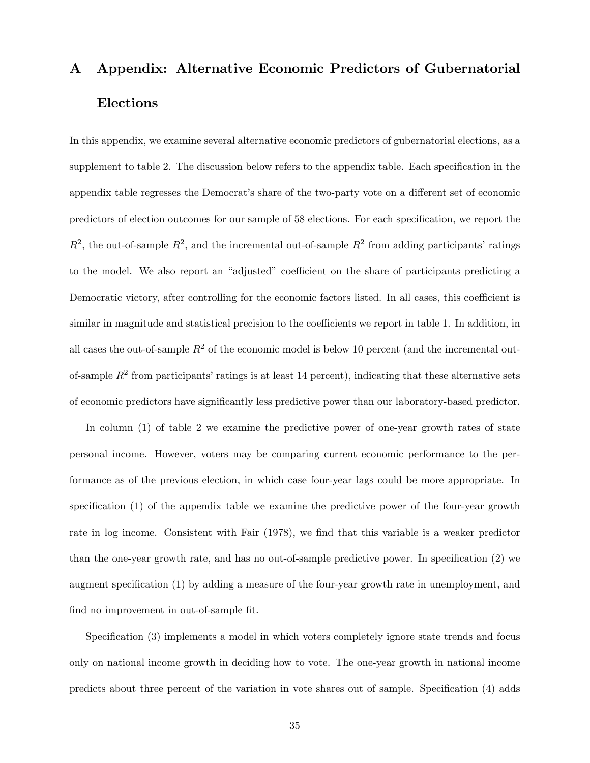# A Appendix: Alternative Economic Predictors of Gubernatorial Elections

In this appendix, we examine several alternative economic predictors of gubernatorial elections, as a supplement to table 2. The discussion below refers to the appendix table. Each specification in the appendix table regresses the Democrat's share of the two-party vote on a different set of economic predictors of election outcomes for our sample of 58 elections. For each specification, we report the $R^2$, the out-of-sample $R^2$, and the incremental out-of-sample $R^2$ from adding participants' ratings to the model. We also report an "adjusted" coefficient on the share of participants predicting a Democratic victory, after controlling for the economic factors listed. In all cases, this coefficient is similar in magnitude and statistical precision to the coefficients we report in table 1. In addition, in all cases the out-of-sample $R^2$ of the economic model is below 10 percent (and the incremental out-of-sample $R^2$ from participants' ratings is at least 14 percent), indicating that these alternative sets of economic predictors have significantly less predictive power than our laboratory-based predictor.

In column (1) of table 2 we examine the predictive power of one-year growth rates of state personal income. However, voters may be comparing current economic performance to the performance as of the previous election, in which case four-year lags could be more appropriate. In specification (1) of the appendix table we examine the predictive power of the four-year growth rate in log income. Consistent with Fair (1978), we find that this variable is a weaker predictor than the one-year growth rate, and has no out-of-sample predictive power. In specification (2) we augment specification (1) by adding a measure of the four-year growth rate in unemployment, and find no improvement in out-of-sample fit.

Specification (3) implements a model in which voters completely ignore state trends and focus only on national income growth in deciding how to vote. The one-year growth in national income predicts about three percent of the variation in vote shares out of sample. Specification (4) adds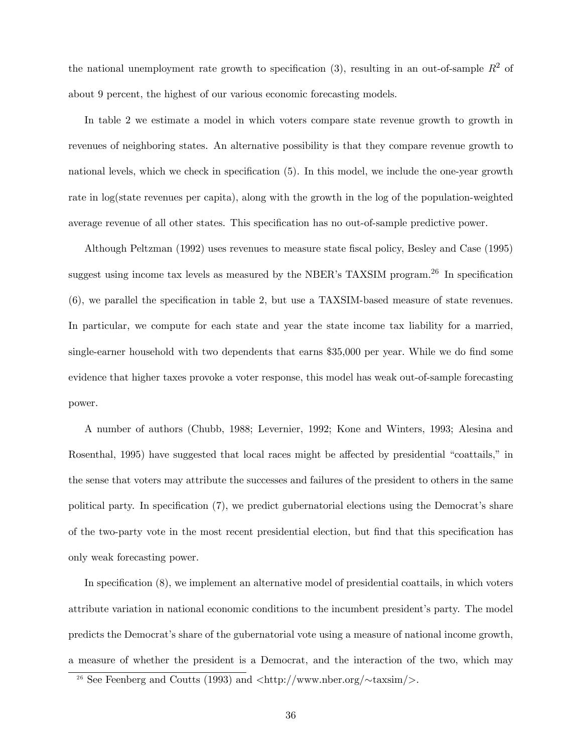the national unemployment rate growth to specification (3), resulting in an out-of-sample $R^2$ of about 9 percent, the highest of our various economic forecasting models.

In table 2 we estimate a model in which voters compare state revenue growth to growth in revenues of neighboring states. An alternative possibility is that they compare revenue growth to national levels, which we check in specification (5). In this model, we include the one-year growth rate in log(state revenues per capita), along with the growth in the log of the population-weighted average revenue of all other states. This specification has no out-of-sample predictive power.

Although Peltzman (1992) uses revenues to measure state fiscal policy, Besley and Case (1995) suggest using income tax levels as measured by the NBER's TAXSIM program.[26] In specification (6), we parallel the specification in table 2, but use a TAXSIM-based measure of state revenues. In particular, we compute for each state and year the state income tax liability for a married, single-earner household with two dependents that earns $35,000 per year. While we do find some evidence that higher taxes provoke a voter response, this model has weak out-of-sample forecasting power.

A number of authors (Chubb, 1988; Levernier, 1992; Kone and Winters, 1993; Alesina and Rosenthal, 1995) have suggested that local races might be affected by presidential "coattails," in the sense that voters may attribute the successes and failures of the president to others in the same political party. In specification (7), we predict gubernatorial elections using the Democrat's share of the two-party vote in the most recent presidential election, but find that this specification has only weak forecasting power.

In specification (8), we implement an alternative model of presidential coattails, in which voters attribute variation in national economic conditions to the incumbent president's party. The model predicts the Democrat's share of the gubernatorial vote using a measure of national income growth, a measure of whether the president is a Democrat, and the interaction of the two, which may

[26] See Feenberg and Coutts (1993) and <http://www.nber.org/~taxsim/>.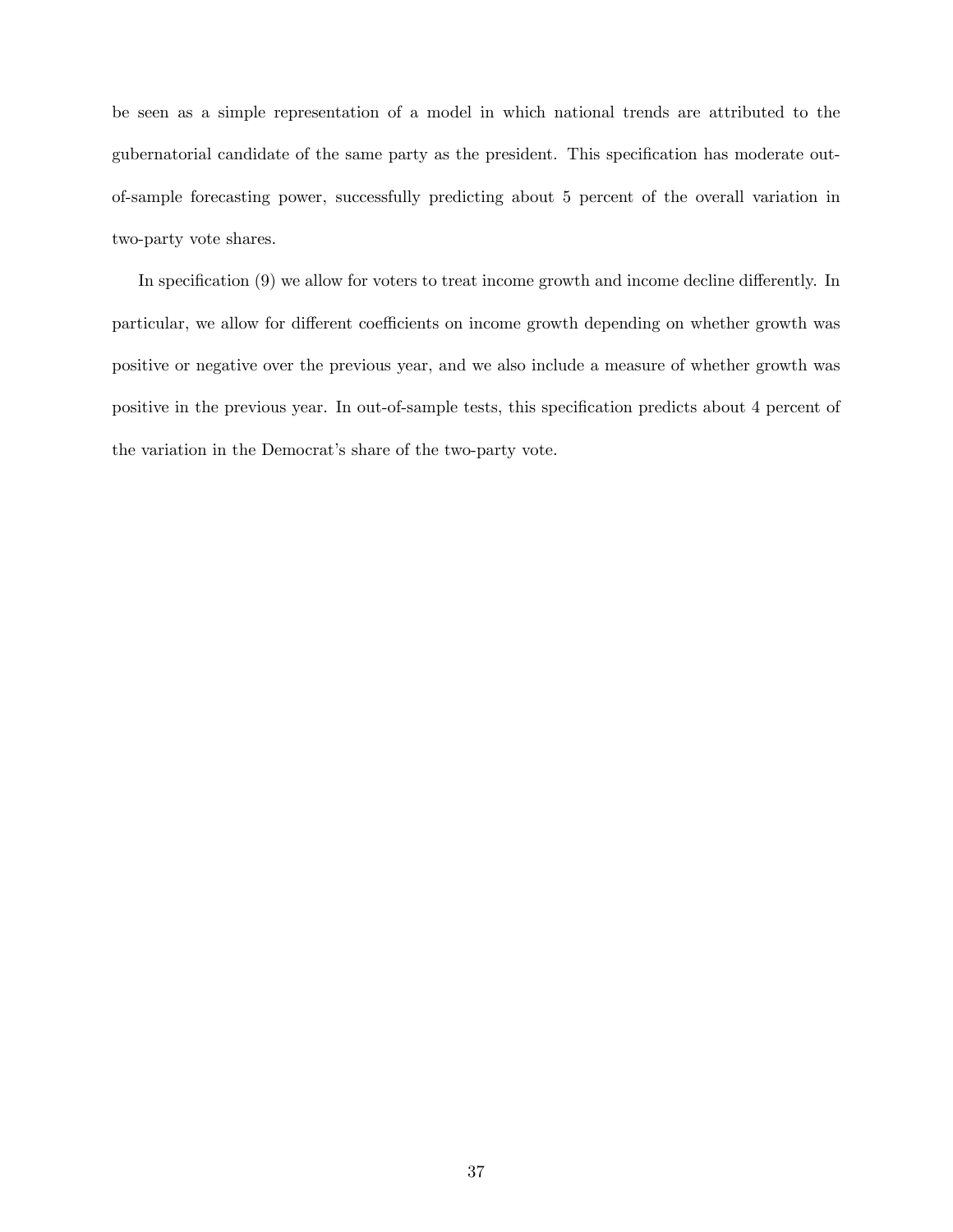be seen as a simple representation of a model in which national trends are attributed to the gubernatorial candidate of the same party as the president. This specification has moderate out-of-sample forecasting power, successfully predicting about 5 percent of the overall variation in two-party vote shares.

In specification (9) we allow for voters to treat income growth and income decline differently. In particular, we allow for different coefficients on income growth depending on whether growth was positive or negative over the previous year, and we also include a measure of whether growth was positive in the previous year. In out-of-sample tests, this specification predicts about 4 percent of the variation in the Democrat's share of the two-party vote.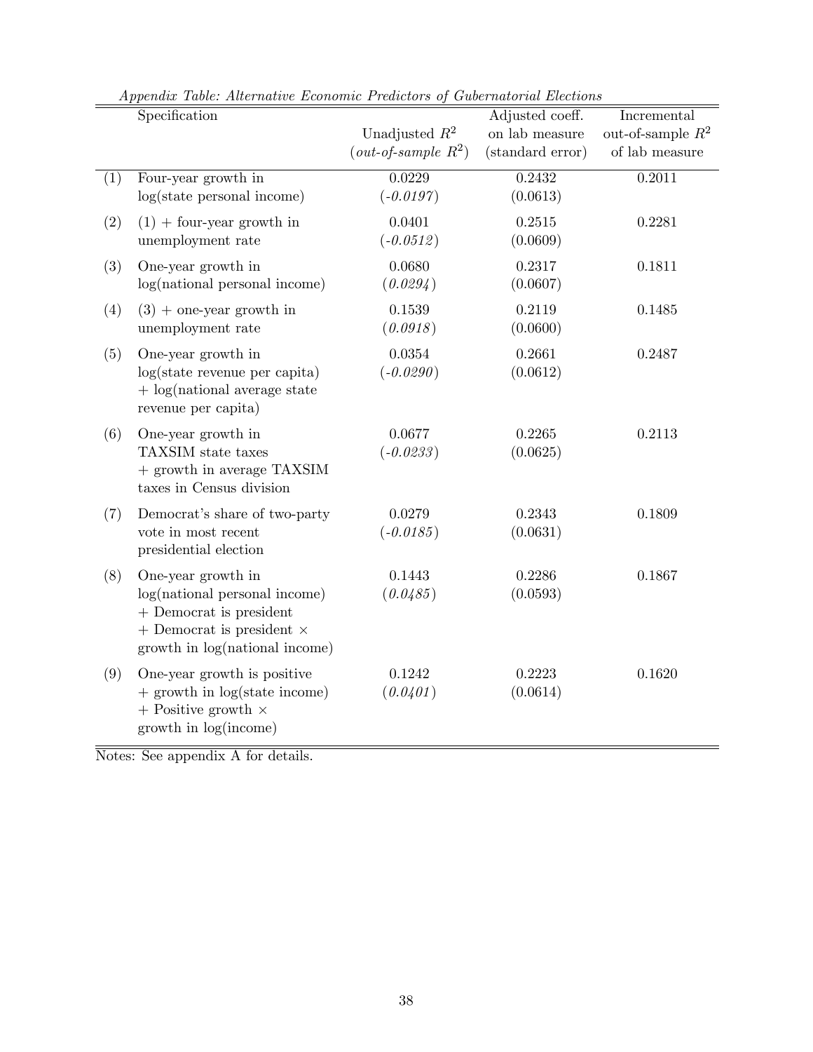*Appendix Table: Alternative Economic Predictors of Gubernatorial Elections*

| | Specification | Unadjusted $R^2$ (*out-of-sample $R^2$*) | Adjusted coeff. on lab measure (standard error) | Incremental out-of-sample $R^2$ of lab measure |
|---|---|---|---|---|
| (1) | Four-year growth in log(state personal income) | 0.0229 (*-0.0197*) | 0.2432 (0.0613) | 0.2011 |
| (2) | (1) + four-year growth in unemployment rate | 0.0401 (*-0.0512*) | 0.2515 (0.0609) | 0.2281 |
| (3) | One-year growth in log(national personal income) | 0.0680 (*0.0294*) | 0.2317 (0.0607) | 0.1811 |
| (4) | (3) + one-year growth in unemployment rate | 0.1539 (*0.0918*) | 0.2119 (0.0600) | 0.1485 |
| (5) | One-year growth in log(state revenue per capita) + log(national average state revenue per capita) | 0.0354 (*-0.0290*) | 0.2661 (0.0612) | 0.2487 |
| (6) | One-year growth in TAXSIM state taxes + growth in average TAXSIM taxes in Census division | 0.0677 (*-0.0233*) | 0.2265 (0.0625) | 0.2113 |
| (7) | Democrat's share of two-party vote in most recent presidential election | 0.0279 (*-0.0185*) | 0.2343 (0.0631) | 0.1809 |
| (8) | One-year growth in log(national personal income) + Democrat is president + Democrat is president × growth in log(national income) | 0.1443 (*0.0485*) | 0.2286 (0.0593) | 0.1867 |
| (9) | One-year growth is positive + growth in log(state income) + Positive growth × growth in log(income) | 0.1242 (*0.0401*) | 0.2223 (0.0614) | 0.1620 |

Notes: See appendix A for details.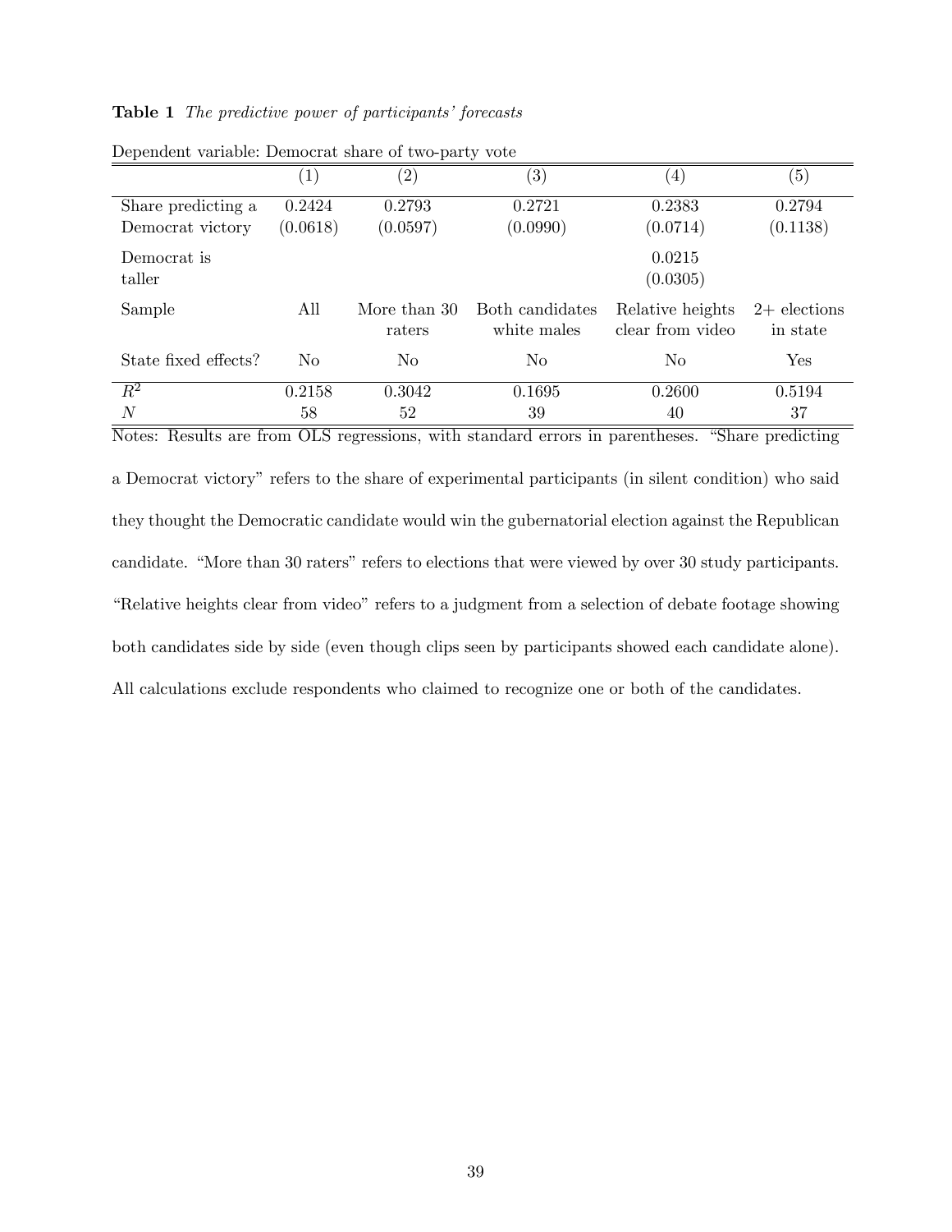**Table 1** *The predictive power of participants' forecasts*

Dependent variable: Democrat share of two-party vote

| | (1) | (2) | (3) | (4) | (5) |
|---|---|---|---|---|---|
| Share predicting a Democrat victory | 0.2424 (0.0618) | 0.2793 (0.0597) | 0.2721 (0.0990) | 0.2383 (0.0714) | 0.2794 (0.1138) |
| Democrat is taller | | | | 0.0215 (0.0305) | |
| Sample | All | More than 30 raters | Both candidates white males | Relative heights clear from video | 2+ elections in state |
| State fixed effects? | No | No | No | No | Yes |
| $R^2$ | 0.2158 | 0.3042 | 0.1695 | 0.2600 | 0.5194 |
| $N$ | 58 | 52 | 39 | 40 | 37 |

Notes: Results are from OLS regressions, with standard errors in parentheses. "Share predicting a Democrat victory" refers to the share of experimental participants (in silent condition) who said they thought the Democratic candidate would win the gubernatorial election against the Republican candidate. "More than 30 raters" refers to elections that were viewed by over 30 study participants. "Relative heights clear from video" refers to a judgment from a selection of debate footage showing both candidates side by side (even though clips seen by participants showed each candidate alone). All calculations exclude respondents who claimed to recognize one or both of the candidates.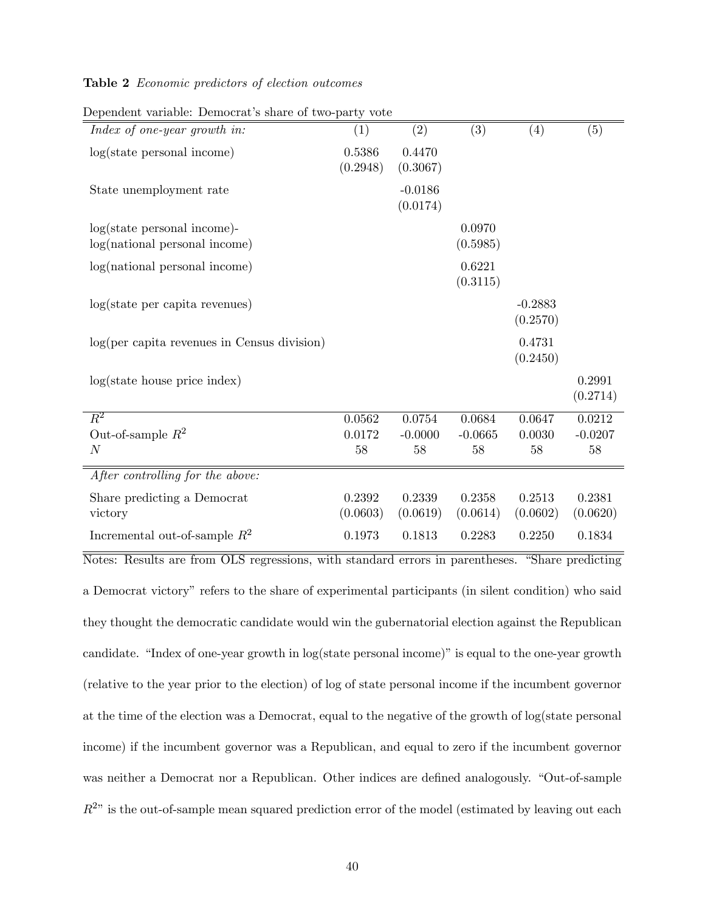**Table 2** *Economic predictors of election outcomes*

Dependent variable: Democrat's share of two-party vote

| *Index of one-year growth in:* | (1) | (2) | (3) | (4) | (5) |
|---|---|---|---|---|---|
| log(state personal income) | 0.5386 | 0.4470 | | | |
| | (0.2948) | (0.3067) | | | |
| State unemployment rate | | -0.0186 | | | |
| | | (0.0174) | | | |
| log(state personal income)-log(national personal income) | | | 0.0970 | | |
| | | | (0.5985) | | |
| log(national personal income) | | | 0.6221 | | |
| | | | (0.3115) | | |
| log(state per capita revenues) | | | | -0.2883 | |
| | | | | (0.2570) | |
| log(per capita revenues in Census division) | | | | 0.4731 | |
| | | | | (0.2450) | |
| log(state house price index) | | | | | 0.2991 |
| | | | | | (0.2714) |
| $R^2$ | 0.0562 | 0.0754 | 0.0684 | 0.0647 | 0.0212 |
| Out-of-sample $R^2$ | 0.0172 | -0.0000 | -0.0665 | 0.0030 | -0.0207 |
| $N$ | 58 | 58 | 58 | 58 | 58 |
| *After controlling for the above:* | | | | | |
| Share predicting a Democrat victory | 0.2392 | 0.2339 | 0.2358 | 0.2513 | 0.2381 |
| | (0.0603) | (0.0619) | (0.0614) | (0.0602) | (0.0620) |
| Incremental out-of-sample $R^2$ | 0.1973 | 0.1813 | 0.2283 | 0.2250 | 0.1834 |

Notes: Results are from OLS regressions, with standard errors in parentheses. "Share predicting a Democrat victory" refers to the share of experimental participants (in silent condition) who said they thought the democratic candidate would win the gubernatorial election against the Republican candidate. "Index of one-year growth in log(state personal income)" is equal to the one-year growth (relative to the year prior to the election) of log of state personal income if the incumbent governor at the time of the election was a Democrat, equal to the negative of the growth of log(state personal income) if the incumbent governor was a Republican, and equal to zero if the incumbent governor was neither a Democrat nor a Republican. Other indices are defined analogously. "Out-of-sample $R^2$" is the out-of-sample mean squared prediction error of the model (estimated by leaving out each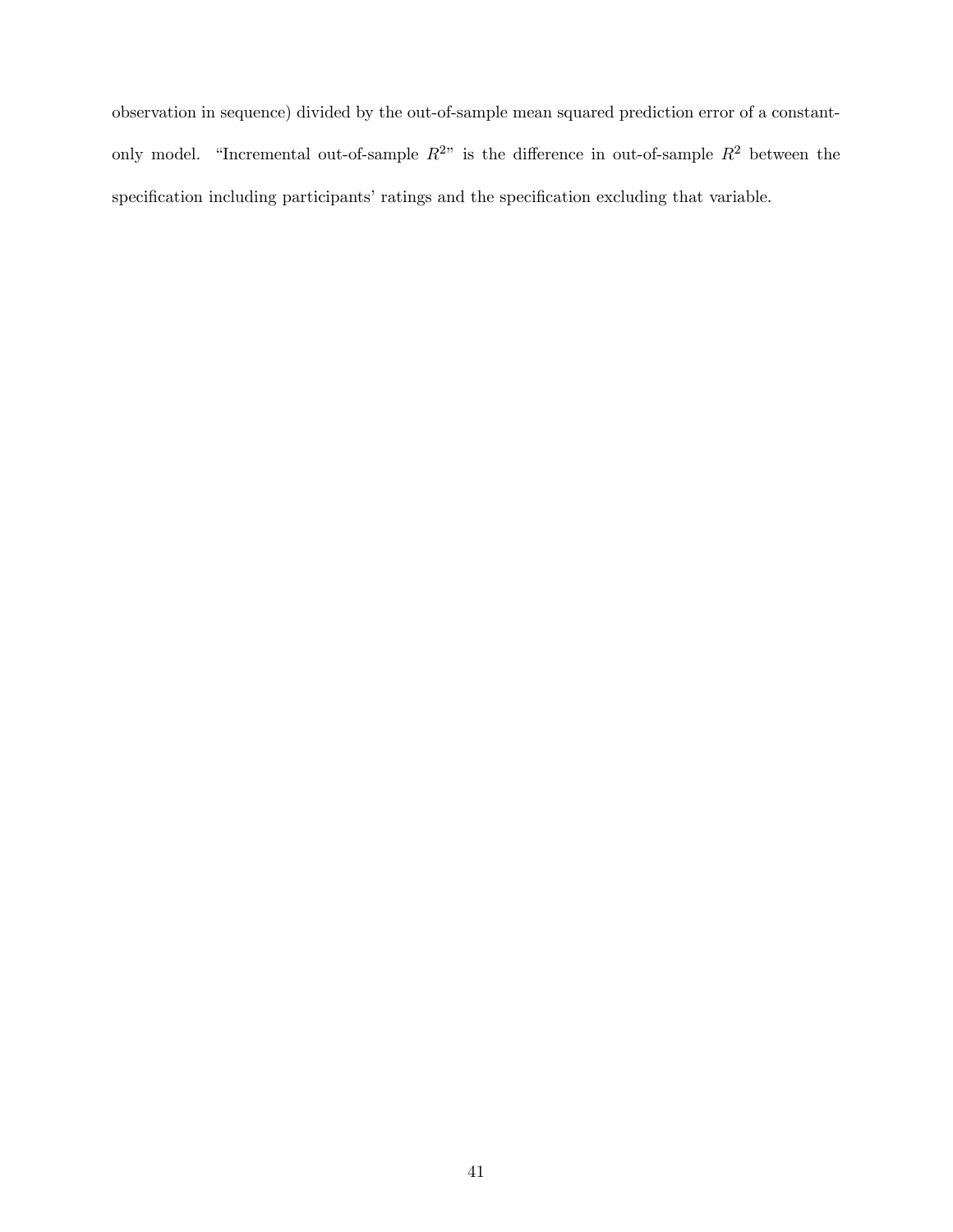observation in sequence) divided by the out-of-sample mean squared prediction error of a constant-only model. "Incremental out-of-sample $R^2$" is the difference in out-of-sample $R^2$ between the specification including participants' ratings and the specification excluding that variable.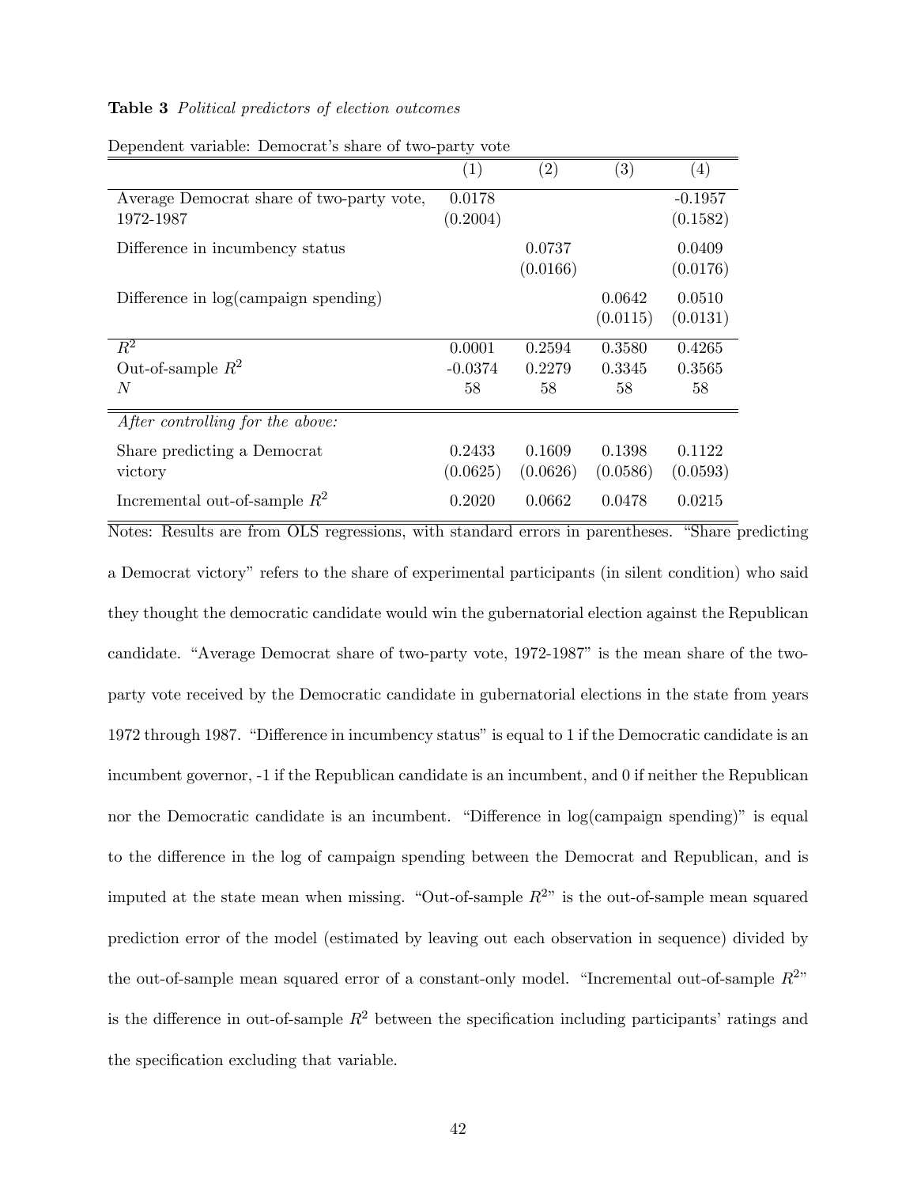**Table 3** *Political predictors of election outcomes*

Dependent variable: Democrat's share of two-party vote

| | (1) | (2) | (3) | (4) |
|---|---|---|---|---|
| Average Democrat share of two-party vote, 1972-1987 | 0.0178 | | | -0.1957 |
| | (0.2004) | | | (0.1582) |
| Difference in incumbency status | | 0.0737 | | 0.0409 |
| | | (0.0166) | | (0.0176) |
| Difference in log(campaign spending) | | | 0.0642 | 0.0510 |
| | | | (0.0115) | (0.0131) |
| $R^2$ | 0.0001 | 0.2594 | 0.3580 | 0.4265 |
| Out-of-sample $R^2$ | -0.0374 | 0.2279 | 0.3345 | 0.3565 |
| $N$ | 58 | 58 | 58 | 58 |
| *After controlling for the above:* | | | | |
| Share predicting a Democrat victory | 0.2433 | 0.1609 | 0.1398 | 0.1122 |
| | (0.0625) | (0.0626) | (0.0586) | (0.0593) |
| Incremental out-of-sample $R^2$ | 0.2020 | 0.0662 | 0.0478 | 0.0215 |

Notes: Results are from OLS regressions, with standard errors in parentheses. "Share predicting a Democrat victory" refers to the share of experimental participants (in silent condition) who said they thought the democratic candidate would win the gubernatorial election against the Republican candidate. "Average Democrat share of two-party vote, 1972-1987" is the mean share of the two-party vote received by the Democratic candidate in gubernatorial elections in the state from years 1972 through 1987. "Difference in incumbency status" is equal to 1 if the Democratic candidate is an incumbent governor, -1 if the Republican candidate is an incumbent, and 0 if neither the Republican nor the Democratic candidate is an incumbent. "Difference in log(campaign spending)" is equal to the difference in the log of campaign spending between the Democrat and Republican, and is imputed at the state mean when missing. "Out-of-sample $R^2$" is the out-of-sample mean squared prediction error of the model (estimated by leaving out each observation in sequence) divided by the out-of-sample mean squared error of a constant-only model. "Incremental out-of-sample $R^2$" is the difference in out-of-sample $R^2$ between the specification including participants' ratings and the specification excluding that variable.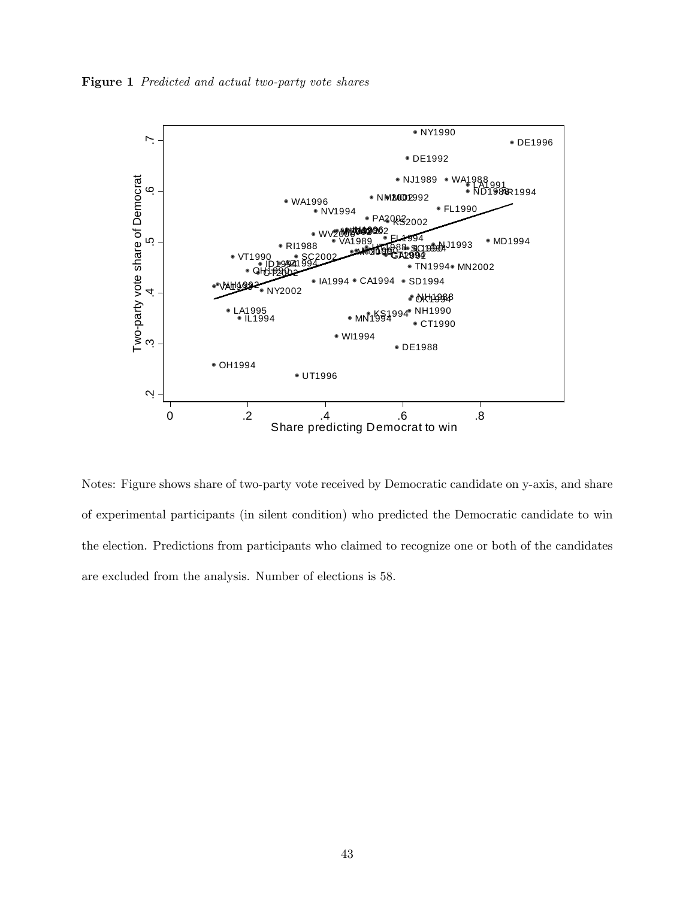**Figure 1** *Predicted and actual two-party vote shares*

Notes: Figure shows share of two-party vote received by Democratic candidate on y-axis, and share of experimental participants (in silent condition) who predicted the Democratic candidate to win the election. Predictions from participants who claimed to recognize one or both of the candidates are excluded from the analysis. Number of elections is 58.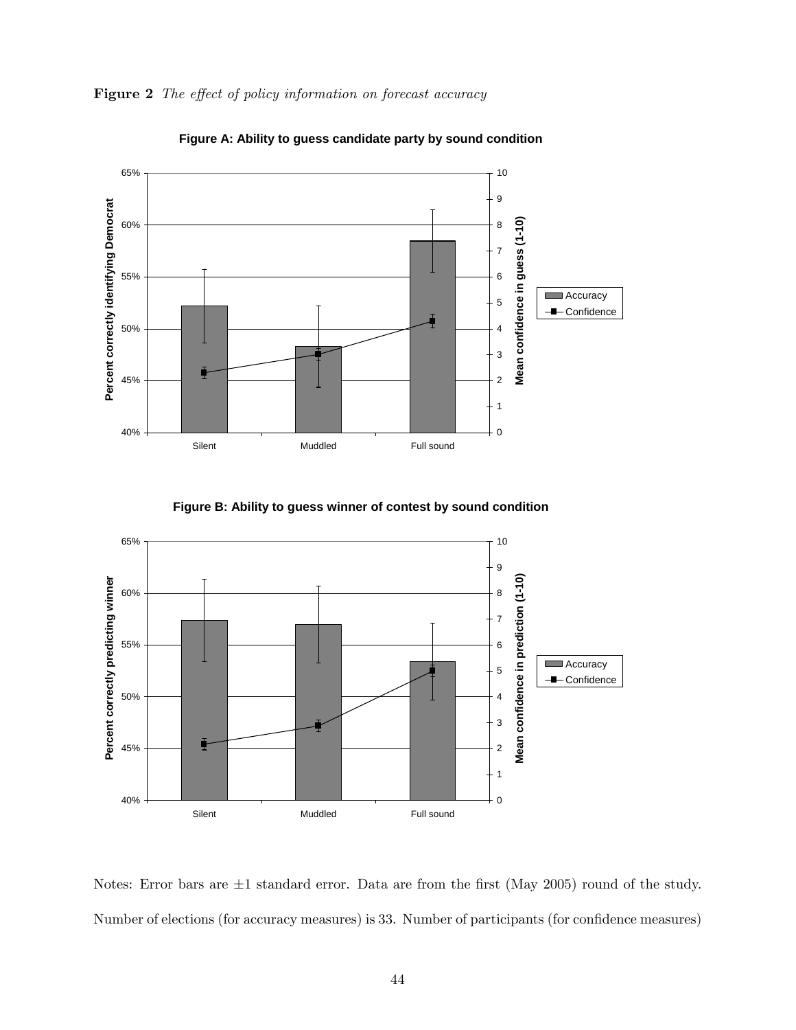**Figure 2** *The effect of policy information on forecast accuracy*

**Figure A: Ability to guess candidate party by sound condition**

**Figure B: Ability to guess winner of contest by sound condition**

Notes: Error bars are ±1 standard error. Data are from the first (May 2005) round of the study. Number of elections (for accuracy measures) is 33. Number of participants (for confidence measures)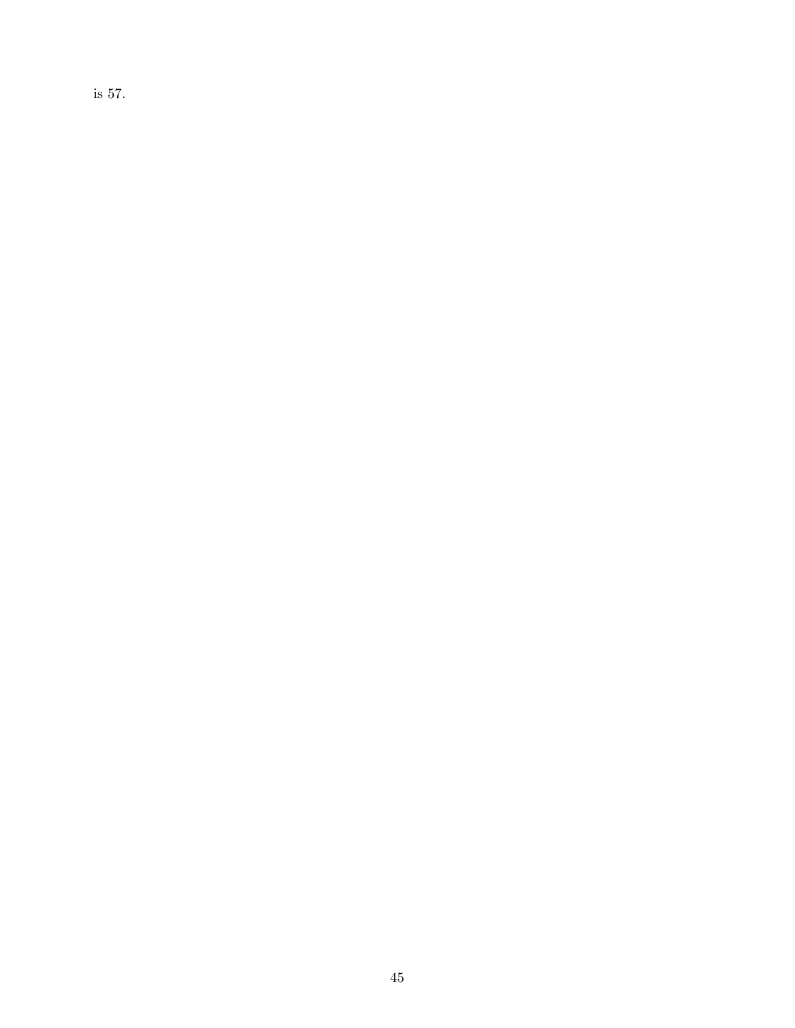is 57.